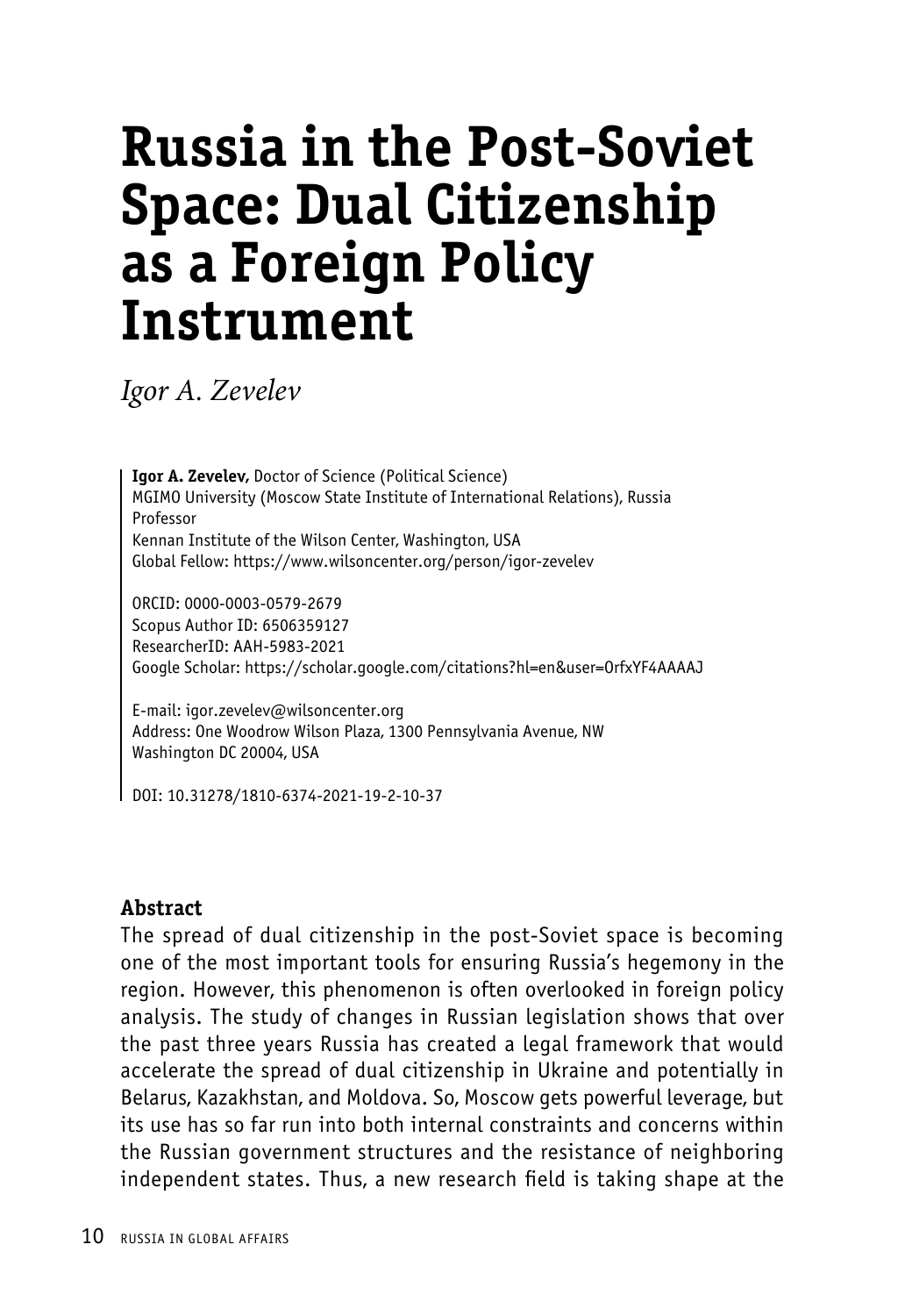# Russia in the Post-Soviet Space: Dual Citizenship as a Foreign Policy Instrument

*Igor A. Zevelev*

**Igor A. Zevelev,** Doctor of Science (Political Science)
MGIMO University (Moscow State Institute of International Relations), Russia
Professor
Kennan Institute of the Wilson Center, Washington, USA
Global Fellow: https://www.wilsoncenter.org/person/igor-zevelev

ORCID: 0000-0003-0579-2679
Scopus Author ID: 6506359127
ResearcherID: AAH-5983-2021
Google Scholar: https://scholar.google.com/citations?hl=en&user=OrfxYF4AAAAJ

E-mail: igor.zevelev@wilsoncenter.org
Address: One Woodrow Wilson Plaza, 1300 Pennsylvania Avenue, NW
Washington DC 20004, USA

DOI: 10.31278/1810-6374-2021-19-2-10-37

### Abstract

The spread of dual citizenship in the post-Soviet space is becoming one of the most important tools for ensuring Russia's hegemony in the region. However, this phenomenon is often overlooked in foreign policy analysis. The study of changes in Russian legislation shows that over the past three years Russia has created a legal framework that would accelerate the spread of dual citizenship in Ukraine and potentially in Belarus, Kazakhstan, and Moldova. So, Moscow gets powerful leverage, but its use has so far run into both internal constraints and concerns within the Russian government structures and the resistance of neighboring independent states. Thus, a new research field is taking shape at the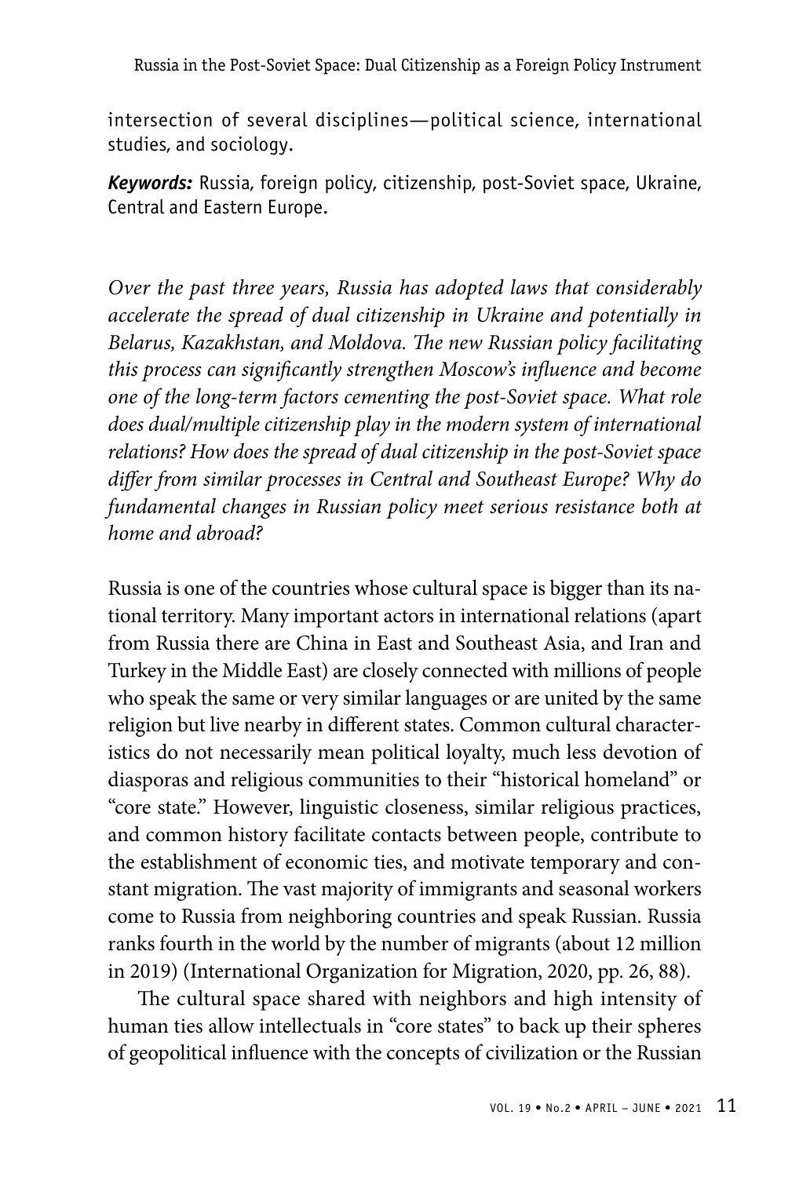intersection of several disciplines—political science, international studies, and sociology.

***Keywords:*** Russia, foreign policy, citizenship, post-Soviet space, Ukraine, Central and Eastern Europe.

*Over the past three years, Russia has adopted laws that considerably accelerate the spread of dual citizenship in Ukraine and potentially in Belarus, Kazakhstan, and Moldova. The new Russian policy facilitating this process can significantly strengthen Moscow's influence and become one of the long-term factors cementing the post-Soviet space. What role does dual/multiple citizenship play in the modern system of international relations? How does the spread of dual citizenship in the post-Soviet space differ from similar processes in Central and Southeast Europe? Why do fundamental changes in Russian policy meet serious resistance both at home and abroad?*

Russia is one of the countries whose cultural space is bigger than its national territory. Many important actors in international relations (apart from Russia there are China in East and Southeast Asia, and Iran and Turkey in the Middle East) are closely connected with millions of people who speak the same or very similar languages or are united by the same religion but live nearby in different states. Common cultural characteristics do not necessarily mean political loyalty, much less devotion of diasporas and religious communities to their "historical homeland" or "core state." However, linguistic closeness, similar religious practices, and common history facilitate contacts between people, contribute to the establishment of economic ties, and motivate temporary and constant migration. The vast majority of immigrants and seasonal workers come to Russia from neighboring countries and speak Russian. Russia ranks fourth in the world by the number of migrants (about 12 million in 2019) (International Organization for Migration, 2020, pp. 26, 88).

The cultural space shared with neighbors and high intensity of human ties allow intellectuals in "core states" to back up their spheres of geopolitical influence with the concepts of civilization or the Russian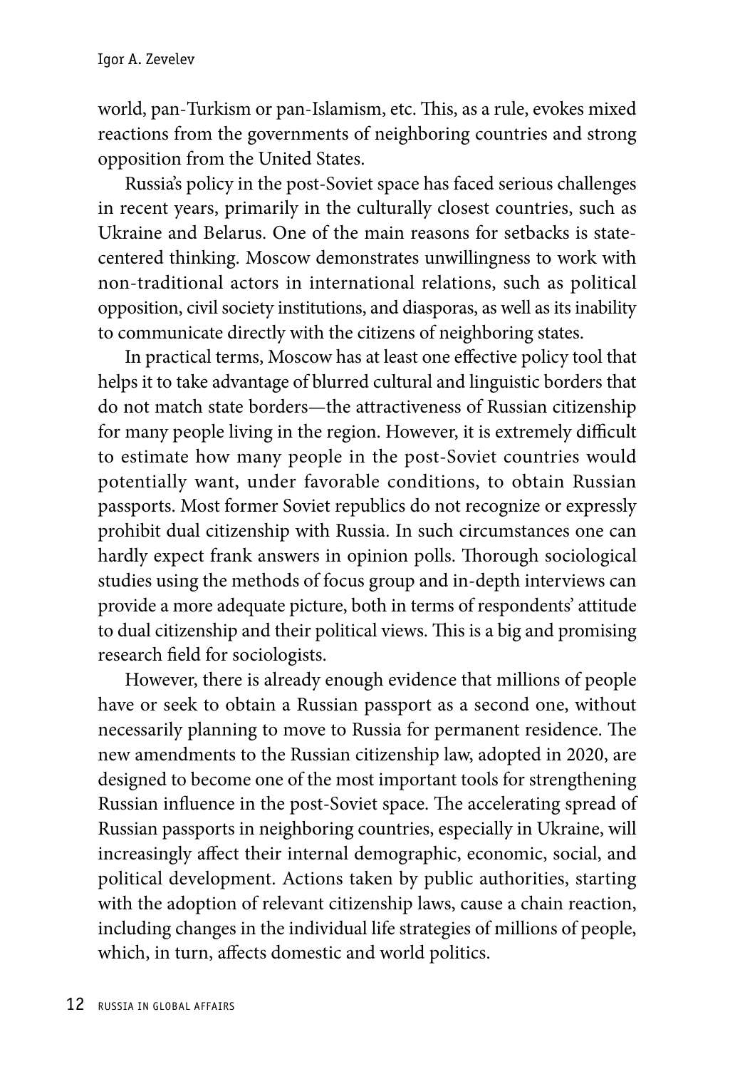world, pan-Turkism or pan-Islamism, etc. This, as a rule, evokes mixed reactions from the governments of neighboring countries and strong opposition from the United States.

Russia's policy in the post-Soviet space has faced serious challenges in recent years, primarily in the culturally closest countries, such as Ukraine and Belarus. One of the main reasons for setbacks is state-centered thinking. Moscow demonstrates unwillingness to work with non-traditional actors in international relations, such as political opposition, civil society institutions, and diasporas, as well as its inability to communicate directly with the citizens of neighboring states.

In practical terms, Moscow has at least one effective policy tool that helps it to take advantage of blurred cultural and linguistic borders that do not match state borders—the attractiveness of Russian citizenship for many people living in the region. However, it is extremely difficult to estimate how many people in the post-Soviet countries would potentially want, under favorable conditions, to obtain Russian passports. Most former Soviet republics do not recognize or expressly prohibit dual citizenship with Russia. In such circumstances one can hardly expect frank answers in opinion polls. Thorough sociological studies using the methods of focus group and in-depth interviews can provide a more adequate picture, both in terms of respondents' attitude to dual citizenship and their political views. This is a big and promising research field for sociologists.

However, there is already enough evidence that millions of people have or seek to obtain a Russian passport as a second one, without necessarily planning to move to Russia for permanent residence. The new amendments to the Russian citizenship law, adopted in 2020, are designed to become one of the most important tools for strengthening Russian influence in the post-Soviet space. The accelerating spread of Russian passports in neighboring countries, especially in Ukraine, will increasingly affect their internal demographic, economic, social, and political development. Actions taken by public authorities, starting with the adoption of relevant citizenship laws, cause a chain reaction, including changes in the individual life strategies of millions of people, which, in turn, affects domestic and world politics.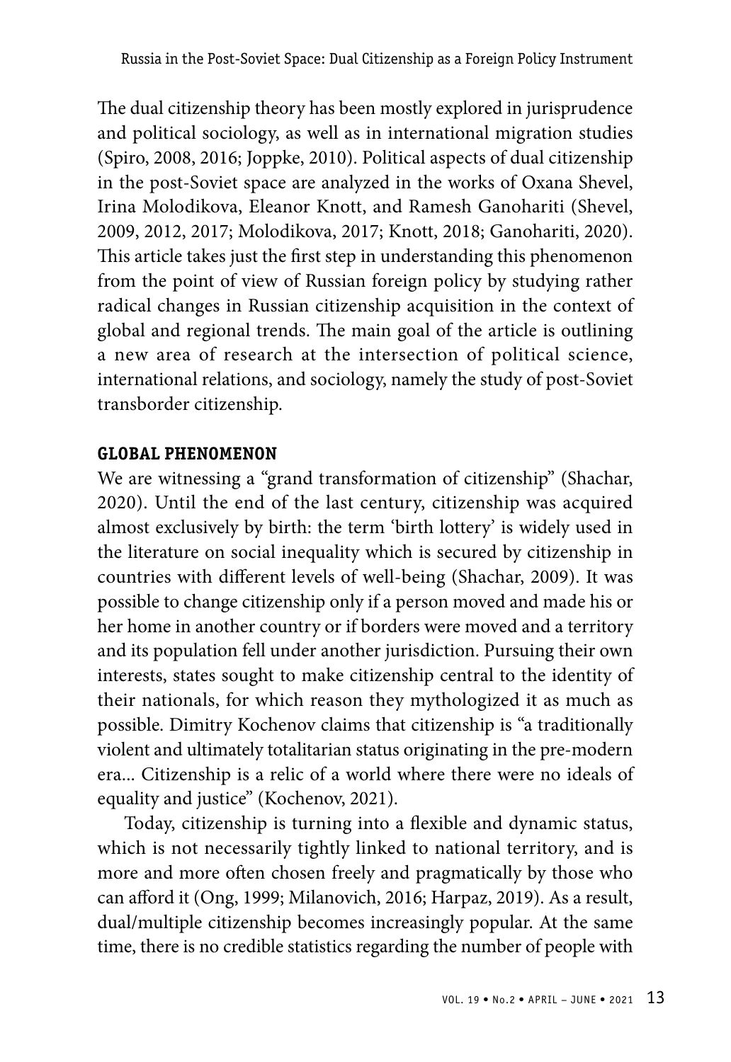The dual citizenship theory has been mostly explored in jurisprudence and political sociology, as well as in international migration studies (Spiro, 2008, 2016; Joppke, 2010). Political aspects of dual citizenship in the post-Soviet space are analyzed in the works of Oxana Shevel, Irina Molodikova, Eleanor Knott, and Ramesh Ganohariti (Shevel, 2009, 2012, 2017; Molodikova, 2017; Knott, 2018; Ganohariti, 2020). This article takes just the first step in understanding this phenomenon from the point of view of Russian foreign policy by studying rather radical changes in Russian citizenship acquisition in the context of global and regional trends. The main goal of the article is outlining a new area of research at the intersection of political science, international relations, and sociology, namely the study of post-Soviet transborder citizenship.

## GLOBAL PHENOMENON

We are witnessing a "grand transformation of citizenship" (Shachar, 2020). Until the end of the last century, citizenship was acquired almost exclusively by birth: the term 'birth lottery' is widely used in the literature on social inequality which is secured by citizenship in countries with different levels of well-being (Shachar, 2009). It was possible to change citizenship only if a person moved and made his or her home in another country or if borders were moved and a territory and its population fell under another jurisdiction. Pursuing their own interests, states sought to make citizenship central to the identity of their nationals, for which reason they mythologized it as much as possible. Dimitry Kochenov claims that citizenship is "a traditionally violent and ultimately totalitarian status originating in the pre-modern era... Citizenship is a relic of a world where there were no ideals of equality and justice" (Kochenov, 2021).

Today, citizenship is turning into a flexible and dynamic status, which is not necessarily tightly linked to national territory, and is more and more often chosen freely and pragmatically by those who can afford it (Ong, 1999; Milanovich, 2016; Harpaz, 2019). As a result, dual/multiple citizenship becomes increasingly popular. At the same time, there is no credible statistics regarding the number of people with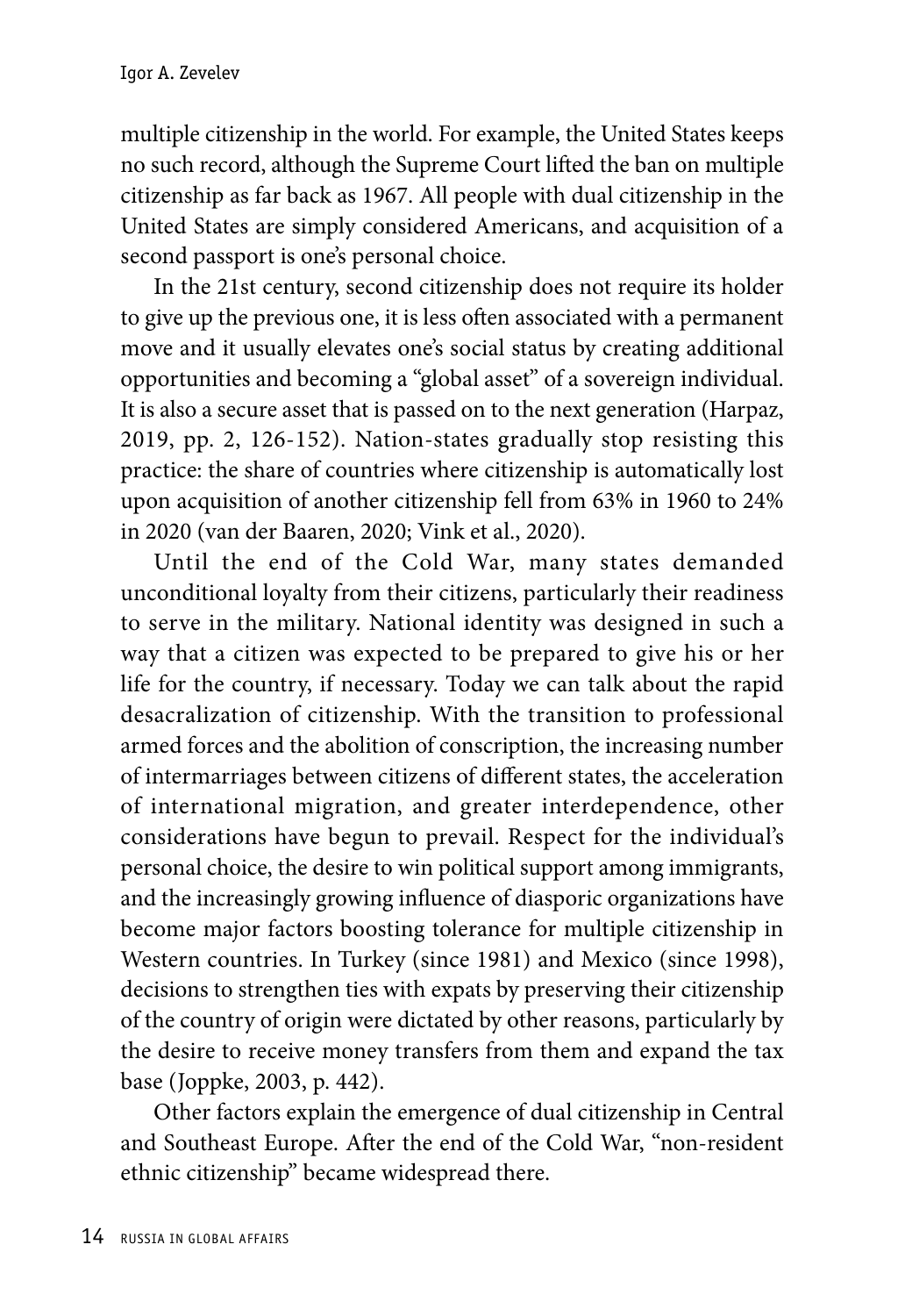multiple citizenship in the world. For example, the United States keeps no such record, although the Supreme Court lifted the ban on multiple citizenship as far back as 1967. All people with dual citizenship in the United States are simply considered Americans, and acquisition of a second passport is one's personal choice.

In the 21st century, second citizenship does not require its holder to give up the previous one, it is less often associated with a permanent move and it usually elevates one's social status by creating additional opportunities and becoming a "global asset" of a sovereign individual. It is also a secure asset that is passed on to the next generation (Harpaz, 2019, pp. 2, 126-152). Nation-states gradually stop resisting this practice: the share of countries where citizenship is automatically lost upon acquisition of another citizenship fell from 63% in 1960 to 24% in 2020 (van der Baaren, 2020; Vink et al., 2020).

Until the end of the Cold War, many states demanded unconditional loyalty from their citizens, particularly their readiness to serve in the military. National identity was designed in such a way that a citizen was expected to be prepared to give his or her life for the country, if necessary. Today we can talk about the rapid desacralization of citizenship. With the transition to professional armed forces and the abolition of conscription, the increasing number of intermarriages between citizens of different states, the acceleration of international migration, and greater interdependence, other considerations have begun to prevail. Respect for the individual's personal choice, the desire to win political support among immigrants, and the increasingly growing influence of diasporic organizations have become major factors boosting tolerance for multiple citizenship in Western countries. In Turkey (since 1981) and Mexico (since 1998), decisions to strengthen ties with expats by preserving their citizenship of the country of origin were dictated by other reasons, particularly by the desire to receive money transfers from them and expand the tax base (Joppke, 2003, p. 442).

Other factors explain the emergence of dual citizenship in Central and Southeast Europe. After the end of the Cold War, "non-resident ethnic citizenship" became widespread there.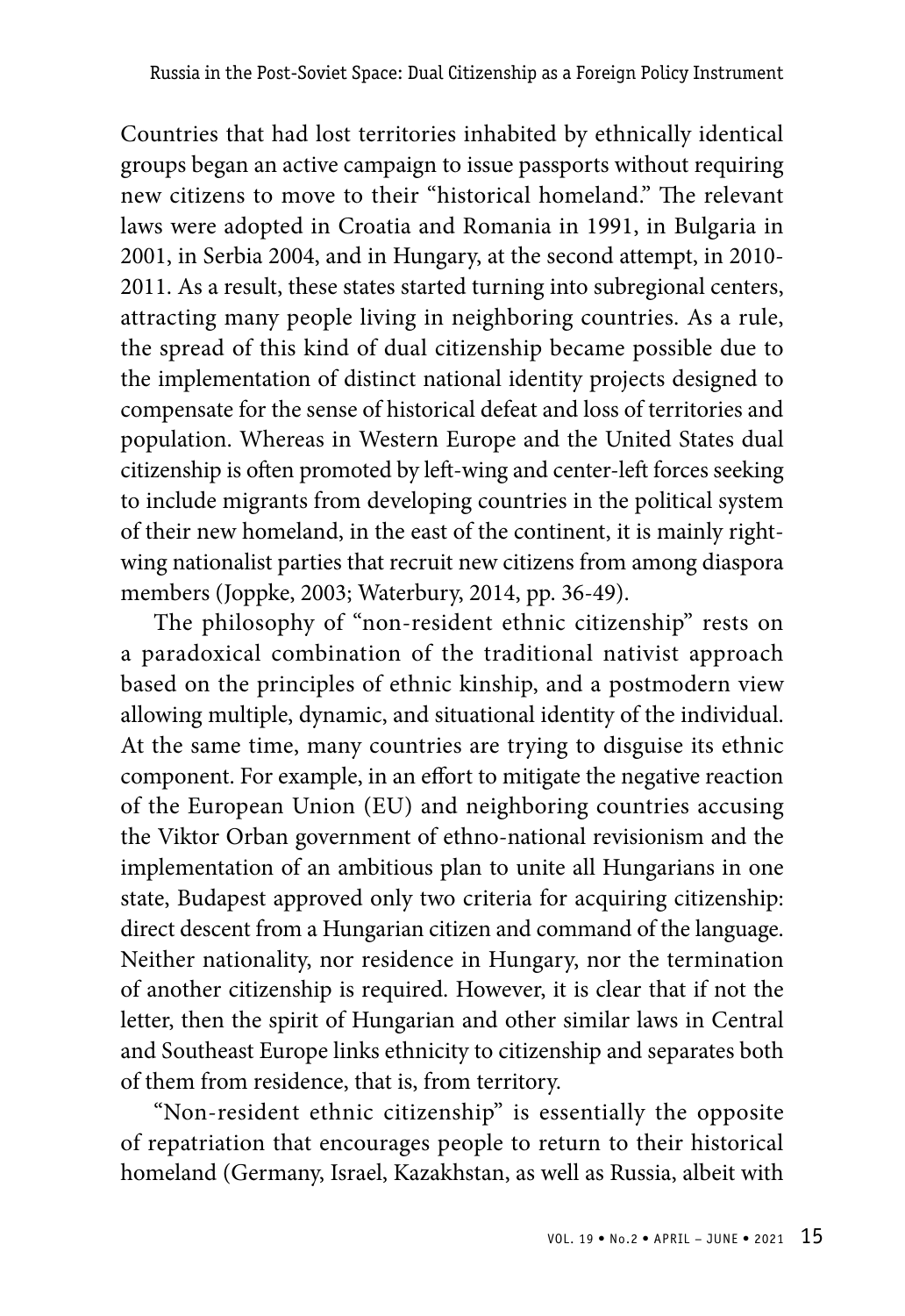Countries that had lost territories inhabited by ethnically identical groups began an active campaign to issue passports without requiring new citizens to move to their "historical homeland." The relevant laws were adopted in Croatia and Romania in 1991, in Bulgaria in 2001, in Serbia 2004, and in Hungary, at the second attempt, in 2010-2011. As a result, these states started turning into subregional centers, attracting many people living in neighboring countries. As a rule, the spread of this kind of dual citizenship became possible due to the implementation of distinct national identity projects designed to compensate for the sense of historical defeat and loss of territories and population. Whereas in Western Europe and the United States dual citizenship is often promoted by left-wing and center-left forces seeking to include migrants from developing countries in the political system of their new homeland, in the east of the continent, it is mainly right-wing nationalist parties that recruit new citizens from among diaspora members (Joppke, 2003; Waterbury, 2014, pp. 36-49).

The philosophy of "non-resident ethnic citizenship" rests on a paradoxical combination of the traditional nativist approach based on the principles of ethnic kinship, and a postmodern view allowing multiple, dynamic, and situational identity of the individual. At the same time, many countries are trying to disguise its ethnic component. For example, in an effort to mitigate the negative reaction of the European Union (EU) and neighboring countries accusing the Viktor Orban government of ethno-national revisionism and the implementation of an ambitious plan to unite all Hungarians in one state, Budapest approved only two criteria for acquiring citizenship: direct descent from a Hungarian citizen and command of the language. Neither nationality, nor residence in Hungary, nor the termination of another citizenship is required. However, it is clear that if not the letter, then the spirit of Hungarian and other similar laws in Central and Southeast Europe links ethnicity to citizenship and separates both of them from residence, that is, from territory.

"Non-resident ethnic citizenship" is essentially the opposite of repatriation that encourages people to return to their historical homeland (Germany, Israel, Kazakhstan, as well as Russia, albeit with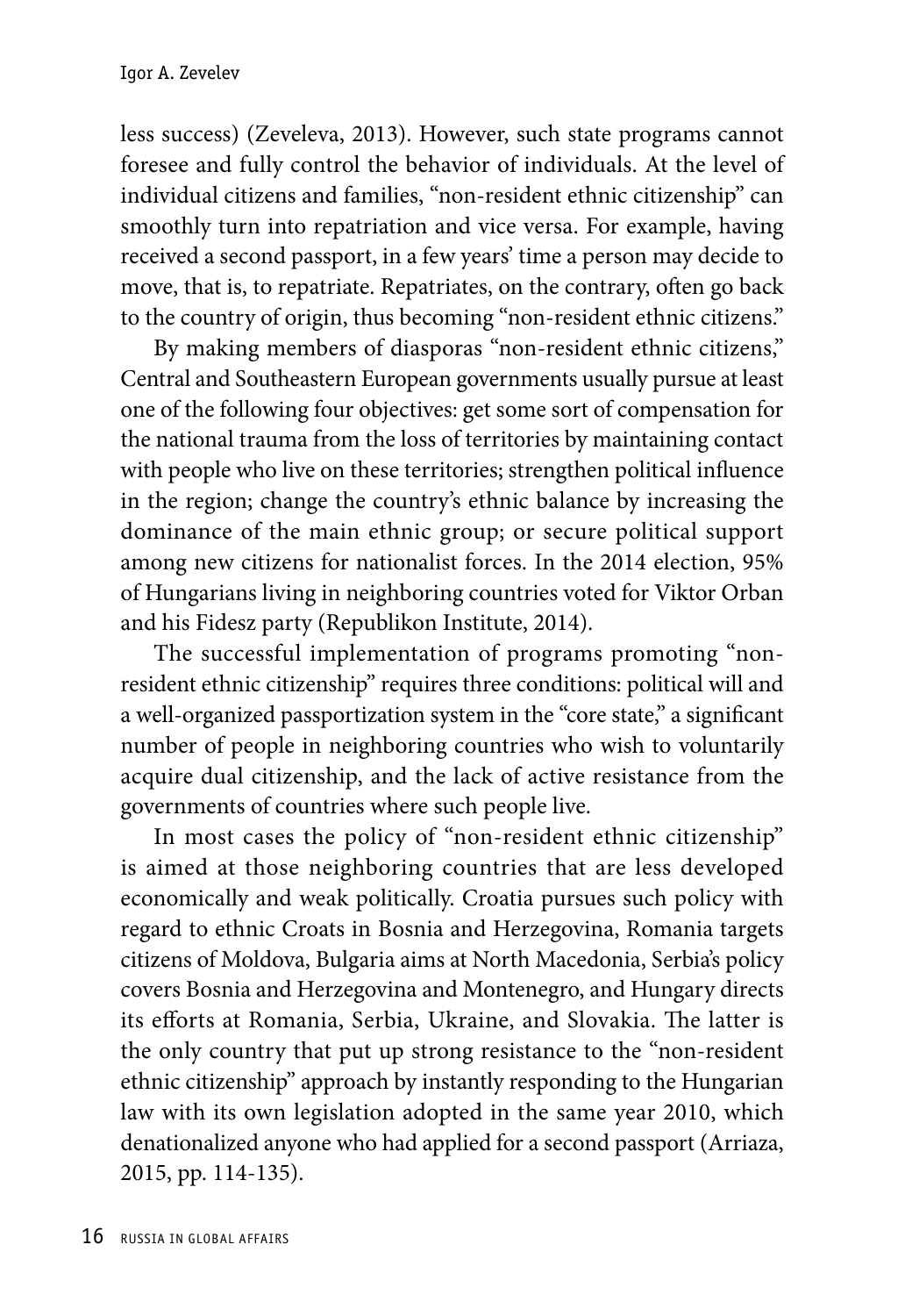less success) (Zeveleva, 2013). However, such state programs cannot foresee and fully control the behavior of individuals. At the level of individual citizens and families, "non-resident ethnic citizenship" can smoothly turn into repatriation and vice versa. For example, having received a second passport, in a few years' time a person may decide to move, that is, to repatriate. Repatriates, on the contrary, often go back to the country of origin, thus becoming "non-resident ethnic citizens."

By making members of diasporas "non-resident ethnic citizens," Central and Southeastern European governments usually pursue at least one of the following four objectives: get some sort of compensation for the national trauma from the loss of territories by maintaining contact with people who live on these territories; strengthen political influence in the region; change the country's ethnic balance by increasing the dominance of the main ethnic group; or secure political support among new citizens for nationalist forces. In the 2014 election, 95% of Hungarians living in neighboring countries voted for Viktor Orban and his Fidesz party (Republikon Institute, 2014).

The successful implementation of programs promoting "non-resident ethnic citizenship" requires three conditions: political will and a well-organized passportization system in the "core state," a significant number of people in neighboring countries who wish to voluntarily acquire dual citizenship, and the lack of active resistance from the governments of countries where such people live.

In most cases the policy of "non-resident ethnic citizenship" is aimed at those neighboring countries that are less developed economically and weak politically. Croatia pursues such policy with regard to ethnic Croats in Bosnia and Herzegovina, Romania targets citizens of Moldova, Bulgaria aims at North Macedonia, Serbia's policy covers Bosnia and Herzegovina and Montenegro, and Hungary directs its efforts at Romania, Serbia, Ukraine, and Slovakia. The latter is the only country that put up strong resistance to the "non-resident ethnic citizenship" approach by instantly responding to the Hungarian law with its own legislation adopted in the same year 2010, which denationalized anyone who had applied for a second passport (Arriaza, 2015, pp. 114-135).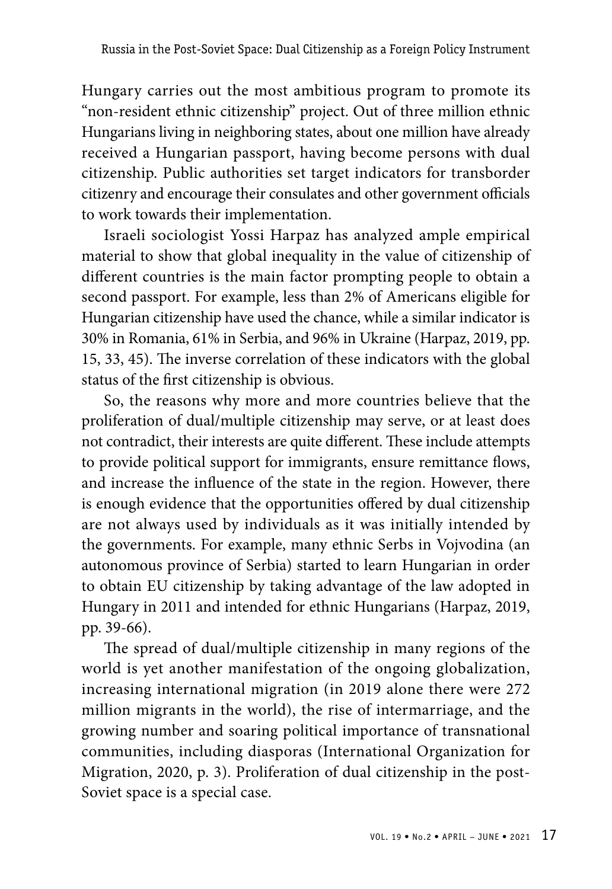Hungary carries out the most ambitious program to promote its "non-resident ethnic citizenship" project. Out of three million ethnic Hungarians living in neighboring states, about one million have already received a Hungarian passport, having become persons with dual citizenship. Public authorities set target indicators for transborder citizenry and encourage their consulates and other government officials to work towards their implementation.

Israeli sociologist Yossi Harpaz has analyzed ample empirical material to show that global inequality in the value of citizenship of different countries is the main factor prompting people to obtain a second passport. For example, less than 2% of Americans eligible for Hungarian citizenship have used the chance, while a similar indicator is 30% in Romania, 61% in Serbia, and 96% in Ukraine (Harpaz, 2019, pp. 15, 33, 45). The inverse correlation of these indicators with the global status of the first citizenship is obvious.

So, the reasons why more and more countries believe that the proliferation of dual/multiple citizenship may serve, or at least does not contradict, their interests are quite different. These include attempts to provide political support for immigrants, ensure remittance flows, and increase the influence of the state in the region. However, there is enough evidence that the opportunities offered by dual citizenship are not always used by individuals as it was initially intended by the governments. For example, many ethnic Serbs in Vojvodina (an autonomous province of Serbia) started to learn Hungarian in order to obtain EU citizenship by taking advantage of the law adopted in Hungary in 2011 and intended for ethnic Hungarians (Harpaz, 2019, pp. 39-66).

The spread of dual/multiple citizenship in many regions of the world is yet another manifestation of the ongoing globalization, increasing international migration (in 2019 alone there were 272 million migrants in the world), the rise of intermarriage, and the growing number and soaring political importance of transnational communities, including diasporas (International Organization for Migration, 2020, p. 3). Proliferation of dual citizenship in the post-Soviet space is a special case.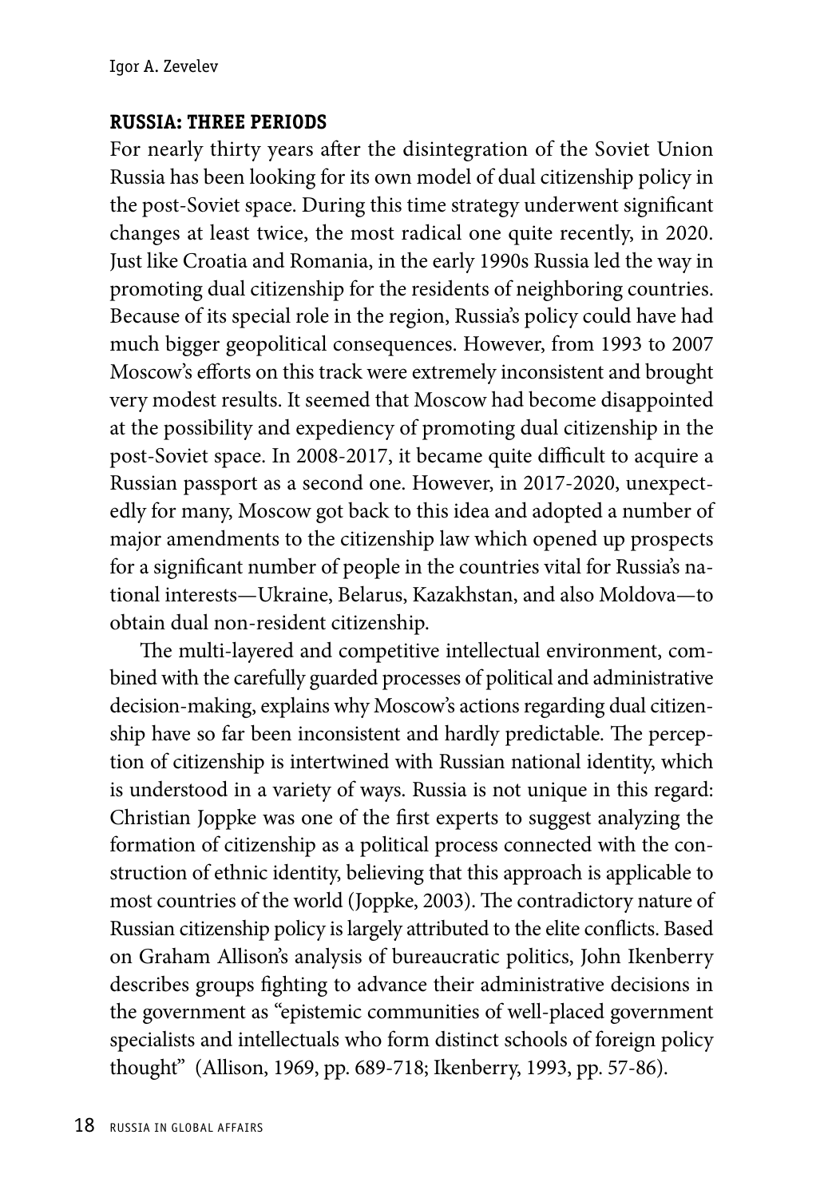## RUSSIA: THREE PERIODS

For nearly thirty years after the disintegration of the Soviet Union Russia has been looking for its own model of dual citizenship policy in the post-Soviet space. During this time strategy underwent significant changes at least twice, the most radical one quite recently, in 2020. Just like Croatia and Romania, in the early 1990s Russia led the way in promoting dual citizenship for the residents of neighboring countries. Because of its special role in the region, Russia's policy could have had much bigger geopolitical consequences. However, from 1993 to 2007 Moscow's efforts on this track were extremely inconsistent and brought very modest results. It seemed that Moscow had become disappointed at the possibility and expediency of promoting dual citizenship in the post-Soviet space. In 2008-2017, it became quite difficult to acquire a Russian passport as a second one. However, in 2017-2020, unexpectedly for many, Moscow got back to this idea and adopted a number of major amendments to the citizenship law which opened up prospects for a significant number of people in the countries vital for Russia's national interests—Ukraine, Belarus, Kazakhstan, and also Moldova—to obtain dual non-resident citizenship.

The multi-layered and competitive intellectual environment, combined with the carefully guarded processes of political and administrative decision-making, explains why Moscow's actions regarding dual citizenship have so far been inconsistent and hardly predictable. The perception of citizenship is intertwined with Russian national identity, which is understood in a variety of ways. Russia is not unique in this regard: Christian Joppke was one of the first experts to suggest analyzing the formation of citizenship as a political process connected with the construction of ethnic identity, believing that this approach is applicable to most countries of the world (Joppke, 2003). The contradictory nature of Russian citizenship policy is largely attributed to the elite conflicts. Based on Graham Allison's analysis of bureaucratic politics, John Ikenberry describes groups fighting to advance their administrative decisions in the government as "epistemic communities of well-placed government specialists and intellectuals who form distinct schools of foreign policy thought" (Allison, 1969, pp. 689-718; Ikenberry, 1993, pp. 57-86).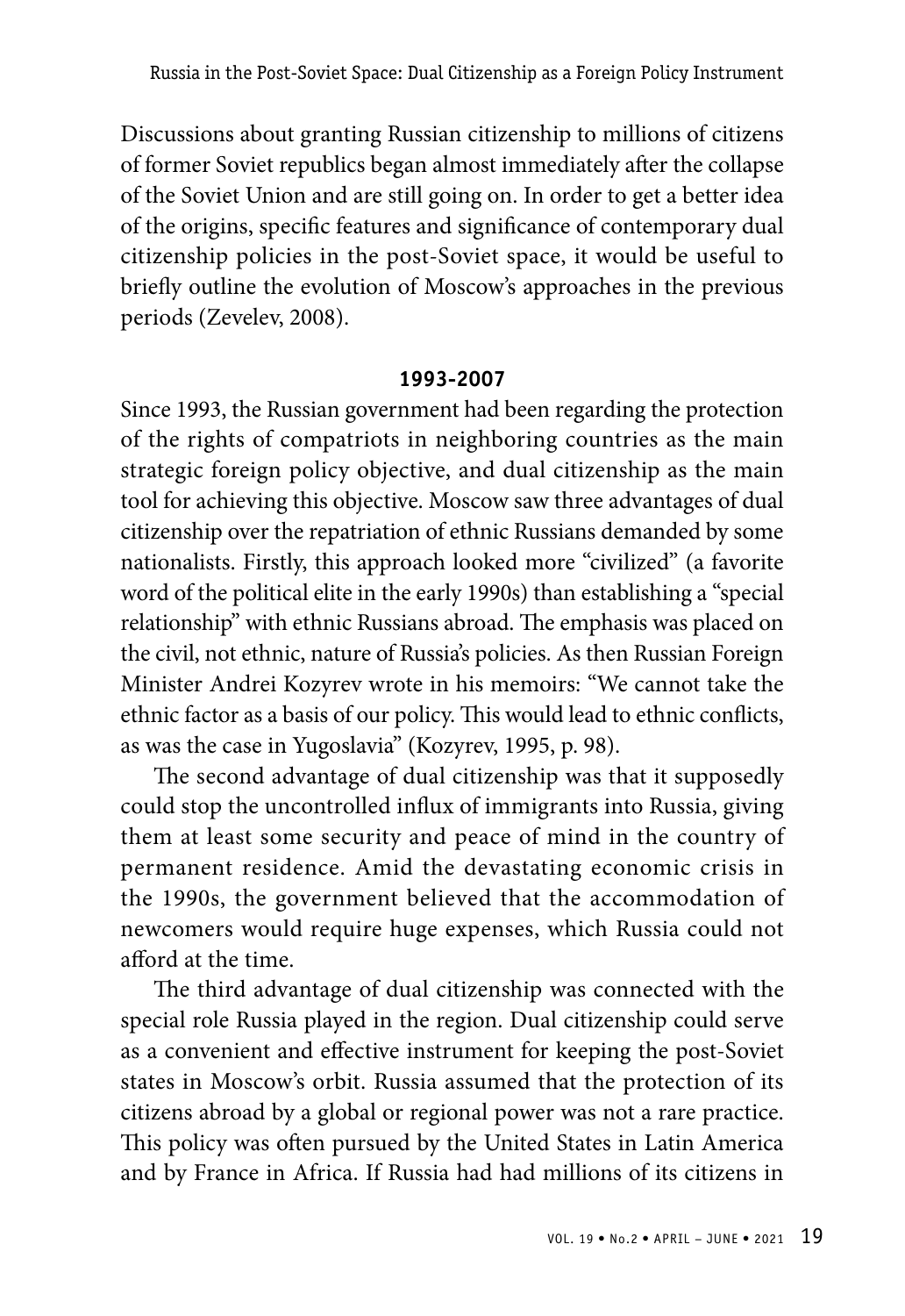Discussions about granting Russian citizenship to millions of citizens of former Soviet republics began almost immediately after the collapse of the Soviet Union and are still going on. In order to get a better idea of the origins, specific features and significance of contemporary dual citizenship policies in the post-Soviet space, it would be useful to briefly outline the evolution of Moscow's approaches in the previous periods (Zevelev, 2008).

## 1993-2007

Since 1993, the Russian government had been regarding the protection of the rights of compatriots in neighboring countries as the main strategic foreign policy objective, and dual citizenship as the main tool for achieving this objective. Moscow saw three advantages of dual citizenship over the repatriation of ethnic Russians demanded by some nationalists. Firstly, this approach looked more "civilized" (a favorite word of the political elite in the early 1990s) than establishing a "special relationship" with ethnic Russians abroad. The emphasis was placed on the civil, not ethnic, nature of Russia's policies. As then Russian Foreign Minister Andrei Kozyrev wrote in his memoirs: "We cannot take the ethnic factor as a basis of our policy. This would lead to ethnic conflicts, as was the case in Yugoslavia" (Kozyrev, 1995, p. 98).

The second advantage of dual citizenship was that it supposedly could stop the uncontrolled influx of immigrants into Russia, giving them at least some security and peace of mind in the country of permanent residence. Amid the devastating economic crisis in the 1990s, the government believed that the accommodation of newcomers would require huge expenses, which Russia could not afford at the time.

The third advantage of dual citizenship was connected with the special role Russia played in the region. Dual citizenship could serve as a convenient and effective instrument for keeping the post-Soviet states in Moscow's orbit. Russia assumed that the protection of its citizens abroad by a global or regional power was not a rare practice. This policy was often pursued by the United States in Latin America and by France in Africa. If Russia had had millions of its citizens in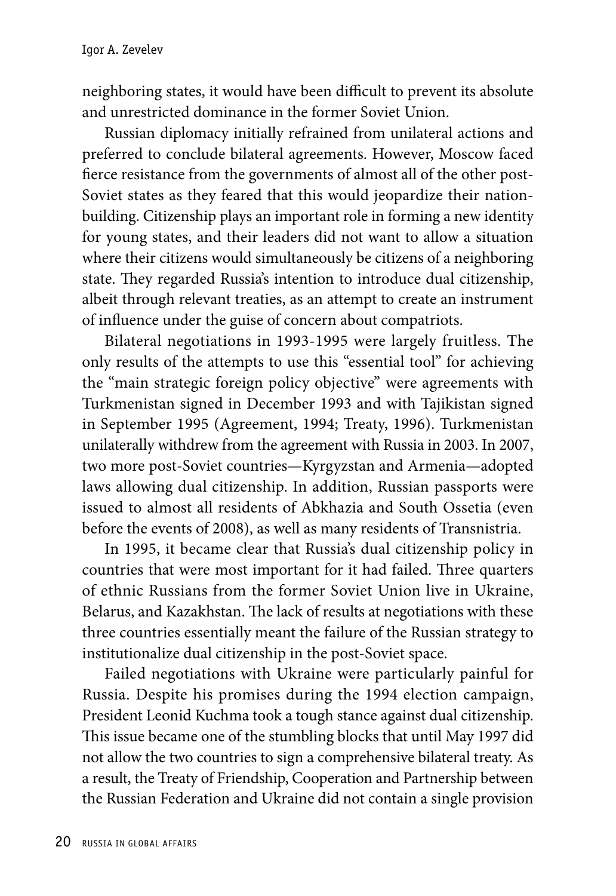neighboring states, it would have been difficult to prevent its absolute and unrestricted dominance in the former Soviet Union.

Russian diplomacy initially refrained from unilateral actions and preferred to conclude bilateral agreements. However, Moscow faced fierce resistance from the governments of almost all of the other post-Soviet states as they feared that this would jeopardize their nation-building. Citizenship plays an important role in forming a new identity for young states, and their leaders did not want to allow a situation where their citizens would simultaneously be citizens of a neighboring state. They regarded Russia's intention to introduce dual citizenship, albeit through relevant treaties, as an attempt to create an instrument of influence under the guise of concern about compatriots.

Bilateral negotiations in 1993-1995 were largely fruitless. The only results of the attempts to use this "essential tool" for achieving the "main strategic foreign policy objective" were agreements with Turkmenistan signed in December 1993 and with Tajikistan signed in September 1995 (Agreement, 1994; Treaty, 1996). Turkmenistan unilaterally withdrew from the agreement with Russia in 2003. In 2007, two more post-Soviet countries—Kyrgyzstan and Armenia—adopted laws allowing dual citizenship. In addition, Russian passports were issued to almost all residents of Abkhazia and South Ossetia (even before the events of 2008), as well as many residents of Transnistria.

In 1995, it became clear that Russia's dual citizenship policy in countries that were most important for it had failed. Three quarters of ethnic Russians from the former Soviet Union live in Ukraine, Belarus, and Kazakhstan. The lack of results at negotiations with these three countries essentially meant the failure of the Russian strategy to institutionalize dual citizenship in the post-Soviet space.

Failed negotiations with Ukraine were particularly painful for Russia. Despite his promises during the 1994 election campaign, President Leonid Kuchma took a tough stance against dual citizenship. This issue became one of the stumbling blocks that until May 1997 did not allow the two countries to sign a comprehensive bilateral treaty. As a result, the Treaty of Friendship, Cooperation and Partnership between the Russian Federation and Ukraine did not contain a single provision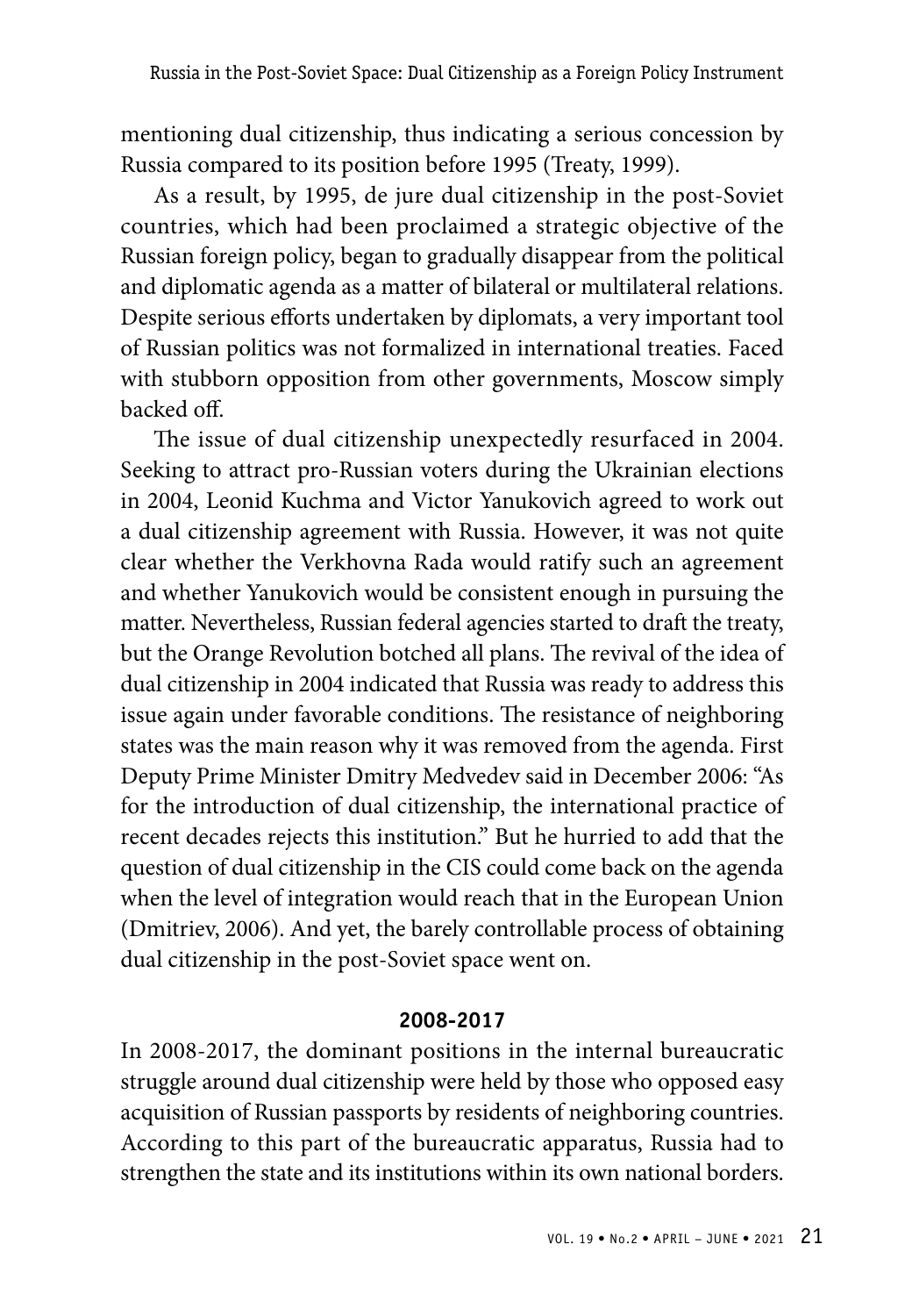mentioning dual citizenship, thus indicating a serious concession by Russia compared to its position before 1995 (Treaty, 1999).

As a result, by 1995, de jure dual citizenship in the post-Soviet countries, which had been proclaimed a strategic objective of the Russian foreign policy, began to gradually disappear from the political and diplomatic agenda as a matter of bilateral or multilateral relations. Despite serious efforts undertaken by diplomats, a very important tool of Russian politics was not formalized in international treaties. Faced with stubborn opposition from other governments, Moscow simply backed off.

The issue of dual citizenship unexpectedly resurfaced in 2004. Seeking to attract pro-Russian voters during the Ukrainian elections in 2004, Leonid Kuchma and Victor Yanukovich agreed to work out a dual citizenship agreement with Russia. However, it was not quite clear whether the Verkhovna Rada would ratify such an agreement and whether Yanukovich would be consistent enough in pursuing the matter. Nevertheless, Russian federal agencies started to draft the treaty, but the Orange Revolution botched all plans. The revival of the idea of dual citizenship in 2004 indicated that Russia was ready to address this issue again under favorable conditions. The resistance of neighboring states was the main reason why it was removed from the agenda. First Deputy Prime Minister Dmitry Medvedev said in December 2006: "As for the introduction of dual citizenship, the international practice of recent decades rejects this institution." But he hurried to add that the question of dual citizenship in the CIS could come back on the agenda when the level of integration would reach that in the European Union (Dmitriev, 2006). And yet, the barely controllable process of obtaining dual citizenship in the post-Soviet space went on.

## 2008-2017

In 2008-2017, the dominant positions in the internal bureaucratic struggle around dual citizenship were held by those who opposed easy acquisition of Russian passports by residents of neighboring countries. According to this part of the bureaucratic apparatus, Russia had to strengthen the state and its institutions within its own national borders.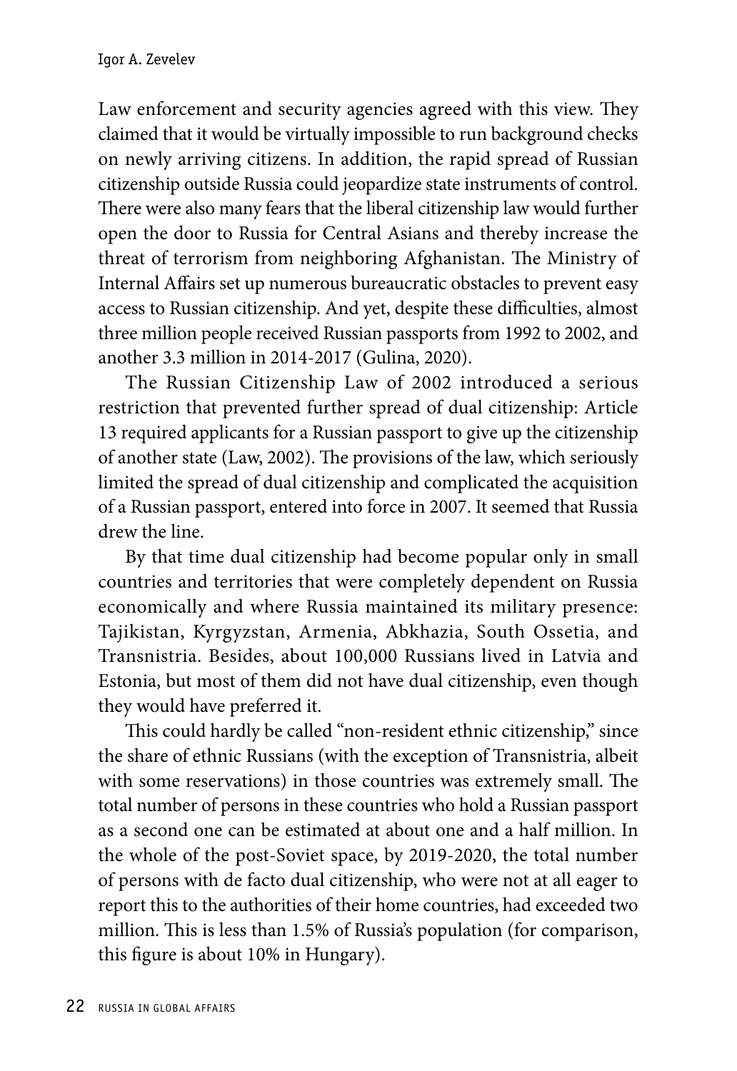Law enforcement and security agencies agreed with this view. They claimed that it would be virtually impossible to run background checks on newly arriving citizens. In addition, the rapid spread of Russian citizenship outside Russia could jeopardize state instruments of control. There were also many fears that the liberal citizenship law would further open the door to Russia for Central Asians and thereby increase the threat of terrorism from neighboring Afghanistan. The Ministry of Internal Affairs set up numerous bureaucratic obstacles to prevent easy access to Russian citizenship. And yet, despite these difficulties, almost three million people received Russian passports from 1992 to 2002, and another 3.3 million in 2014-2017 (Gulina, 2020).

The Russian Citizenship Law of 2002 introduced a serious restriction that prevented further spread of dual citizenship: Article 13 required applicants for a Russian passport to give up the citizenship of another state (Law, 2002). The provisions of the law, which seriously limited the spread of dual citizenship and complicated the acquisition of a Russian passport, entered into force in 2007. It seemed that Russia drew the line.

By that time dual citizenship had become popular only in small countries and territories that were completely dependent on Russia economically and where Russia maintained its military presence: Tajikistan, Kyrgyzstan, Armenia, Abkhazia, South Ossetia, and Transnistria. Besides, about 100,000 Russians lived in Latvia and Estonia, but most of them did not have dual citizenship, even though they would have preferred it.

This could hardly be called "non-resident ethnic citizenship," since the share of ethnic Russians (with the exception of Transnistria, albeit with some reservations) in those countries was extremely small. The total number of persons in these countries who hold a Russian passport as a second one can be estimated at about one and a half million. In the whole of the post-Soviet space, by 2019-2020, the total number of persons with de facto dual citizenship, who were not at all eager to report this to the authorities of their home countries, had exceeded two million. This is less than 1.5% of Russia's population (for comparison, this figure is about 10% in Hungary).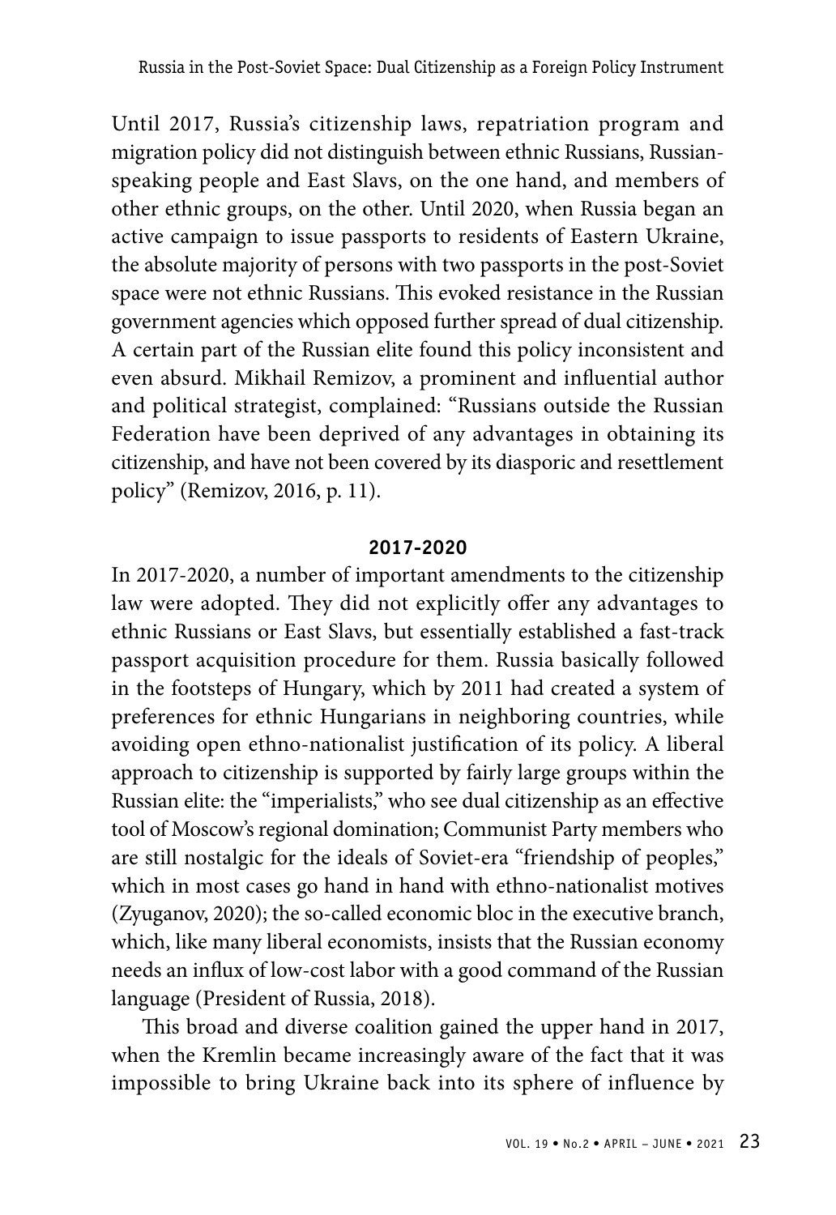Until 2017, Russia's citizenship laws, repatriation program and migration policy did not distinguish between ethnic Russians, Russian-speaking people and East Slavs, on the one hand, and members of other ethnic groups, on the other. Until 2020, when Russia began an active campaign to issue passports to residents of Eastern Ukraine, the absolute majority of persons with two passports in the post-Soviet space were not ethnic Russians. This evoked resistance in the Russian government agencies which opposed further spread of dual citizenship. A certain part of the Russian elite found this policy inconsistent and even absurd. Mikhail Remizov, a prominent and influential author and political strategist, complained: "Russians outside the Russian Federation have been deprived of any advantages in obtaining its citizenship, and have not been covered by its diasporic and resettlement policy" (Remizov, 2016, p. 11).

### 2017-2020

In 2017-2020, a number of important amendments to the citizenship law were adopted. They did not explicitly offer any advantages to ethnic Russians or East Slavs, but essentially established a fast-track passport acquisition procedure for them. Russia basically followed in the footsteps of Hungary, which by 2011 had created a system of preferences for ethnic Hungarians in neighboring countries, while avoiding open ethno-nationalist justification of its policy. A liberal approach to citizenship is supported by fairly large groups within the Russian elite: the "imperialists," who see dual citizenship as an effective tool of Moscow's regional domination; Communist Party members who are still nostalgic for the ideals of Soviet-era "friendship of peoples," which in most cases go hand in hand with ethno-nationalist motives (Zyuganov, 2020); the so-called economic bloc in the executive branch, which, like many liberal economists, insists that the Russian economy needs an influx of low-cost labor with a good command of the Russian language (President of Russia, 2018).

This broad and diverse coalition gained the upper hand in 2017, when the Kremlin became increasingly aware of the fact that it was impossible to bring Ukraine back into its sphere of influence by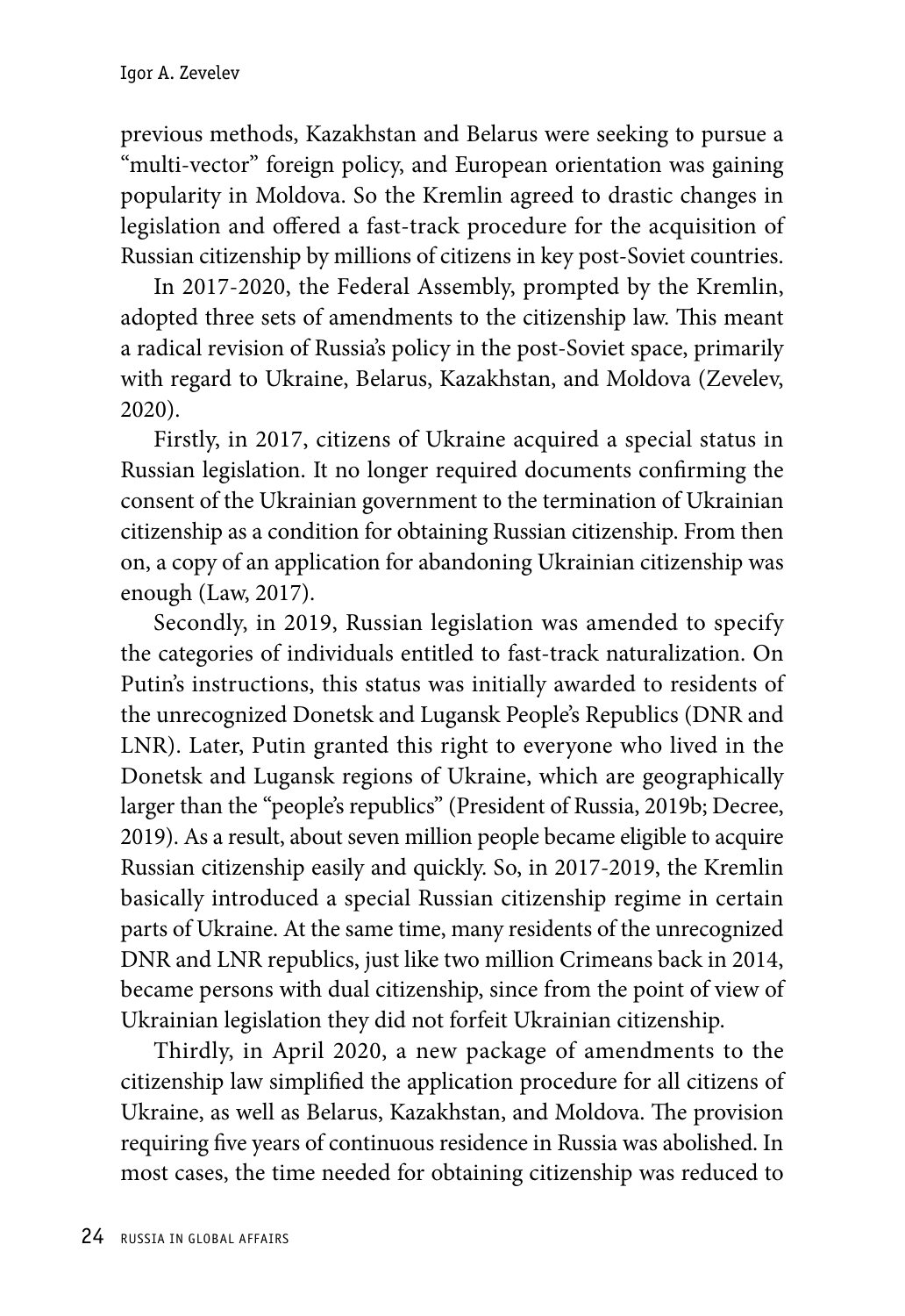previous methods, Kazakhstan and Belarus were seeking to pursue a "multi-vector" foreign policy, and European orientation was gaining popularity in Moldova. So the Kremlin agreed to drastic changes in legislation and offered a fast-track procedure for the acquisition of Russian citizenship by millions of citizens in key post-Soviet countries.

In 2017-2020, the Federal Assembly, prompted by the Kremlin, adopted three sets of amendments to the citizenship law. This meant a radical revision of Russia's policy in the post-Soviet space, primarily with regard to Ukraine, Belarus, Kazakhstan, and Moldova (Zevelev, 2020).

Firstly, in 2017, citizens of Ukraine acquired a special status in Russian legislation. It no longer required documents confirming the consent of the Ukrainian government to the termination of Ukrainian citizenship as a condition for obtaining Russian citizenship. From then on, a copy of an application for abandoning Ukrainian citizenship was enough (Law, 2017).

Secondly, in 2019, Russian legislation was amended to specify the categories of individuals entitled to fast-track naturalization. On Putin's instructions, this status was initially awarded to residents of the unrecognized Donetsk and Lugansk People's Republics (DNR and LNR). Later, Putin granted this right to everyone who lived in the Donetsk and Lugansk regions of Ukraine, which are geographically larger than the "people's republics" (President of Russia, 2019b; Decree, 2019). As a result, about seven million people became eligible to acquire Russian citizenship easily and quickly. So, in 2017-2019, the Kremlin basically introduced a special Russian citizenship regime in certain parts of Ukraine. At the same time, many residents of the unrecognized DNR and LNR republics, just like two million Crimeans back in 2014, became persons with dual citizenship, since from the point of view of Ukrainian legislation they did not forfeit Ukrainian citizenship.

Thirdly, in April 2020, a new package of amendments to the citizenship law simplified the application procedure for all citizens of Ukraine, as well as Belarus, Kazakhstan, and Moldova. The provision requiring five years of continuous residence in Russia was abolished. In most cases, the time needed for obtaining citizenship was reduced to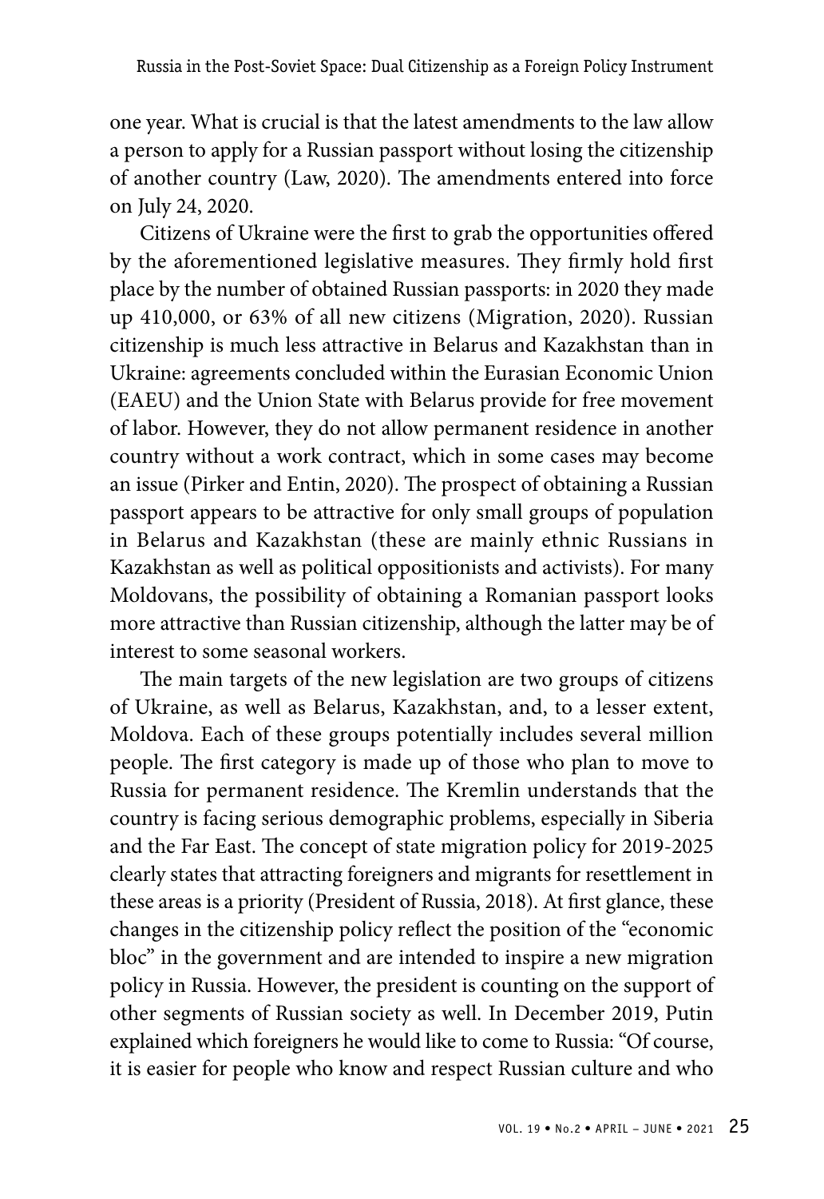one year. What is crucial is that the latest amendments to the law allow a person to apply for a Russian passport without losing the citizenship of another country (Law, 2020). The amendments entered into force on July 24, 2020.

Citizens of Ukraine were the first to grab the opportunities offered by the aforementioned legislative measures. They firmly hold first place by the number of obtained Russian passports: in 2020 they made up 410,000, or 63% of all new citizens (Migration, 2020). Russian citizenship is much less attractive in Belarus and Kazakhstan than in Ukraine: agreements concluded within the Eurasian Economic Union (EAEU) and the Union State with Belarus provide for free movement of labor. However, they do not allow permanent residence in another country without a work contract, which in some cases may become an issue (Pirker and Entin, 2020). The prospect of obtaining a Russian passport appears to be attractive for only small groups of population in Belarus and Kazakhstan (these are mainly ethnic Russians in Kazakhstan as well as political oppositionists and activists). For many Moldovans, the possibility of obtaining a Romanian passport looks more attractive than Russian citizenship, although the latter may be of interest to some seasonal workers.

The main targets of the new legislation are two groups of citizens of Ukraine, as well as Belarus, Kazakhstan, and, to a lesser extent, Moldova. Each of these groups potentially includes several million people. The first category is made up of those who plan to move to Russia for permanent residence. The Kremlin understands that the country is facing serious demographic problems, especially in Siberia and the Far East. The concept of state migration policy for 2019-2025 clearly states that attracting foreigners and migrants for resettlement in these areas is a priority (President of Russia, 2018). At first glance, these changes in the citizenship policy reflect the position of the "economic bloc" in the government and are intended to inspire a new migration policy in Russia. However, the president is counting on the support of other segments of Russian society as well. In December 2019, Putin explained which foreigners he would like to come to Russia: "Of course, it is easier for people who know and respect Russian culture and who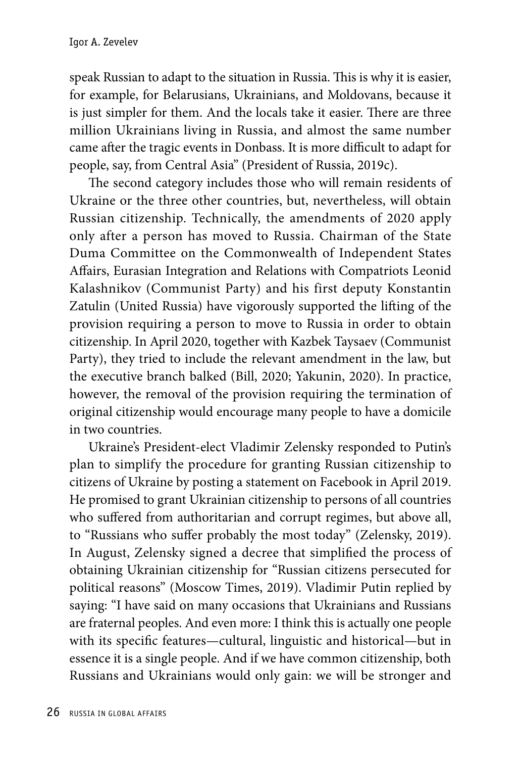speak Russian to adapt to the situation in Russia. This is why it is easier, for example, for Belarusians, Ukrainians, and Moldovans, because it is just simpler for them. And the locals take it easier. There are three million Ukrainians living in Russia, and almost the same number came after the tragic events in Donbass. It is more difficult to adapt for people, say, from Central Asia" (President of Russia, 2019c).

The second category includes those who will remain residents of Ukraine or the three other countries, but, nevertheless, will obtain Russian citizenship. Technically, the amendments of 2020 apply only after a person has moved to Russia. Chairman of the State Duma Committee on the Commonwealth of Independent States Affairs, Eurasian Integration and Relations with Compatriots Leonid Kalashnikov (Communist Party) and his first deputy Konstantin Zatulin (United Russia) have vigorously supported the lifting of the provision requiring a person to move to Russia in order to obtain citizenship. In April 2020, together with Kazbek Taysaev (Communist Party), they tried to include the relevant amendment in the law, but the executive branch balked (Bill, 2020; Yakunin, 2020). In practice, however, the removal of the provision requiring the termination of original citizenship would encourage many people to have a domicile in two countries.

Ukraine's President-elect Vladimir Zelensky responded to Putin's plan to simplify the procedure for granting Russian citizenship to citizens of Ukraine by posting a statement on Facebook in April 2019. He promised to grant Ukrainian citizenship to persons of all countries who suffered from authoritarian and corrupt regimes, but above all, to "Russians who suffer probably the most today" (Zelensky, 2019). In August, Zelensky signed a decree that simplified the process of obtaining Ukrainian citizenship for "Russian citizens persecuted for political reasons" (Moscow Times, 2019). Vladimir Putin replied by saying: "I have said on many occasions that Ukrainians and Russians are fraternal peoples. And even more: I think this is actually one people with its specific features—cultural, linguistic and historical—but in essence it is a single people. And if we have common citizenship, both Russians and Ukrainians would only gain: we will be stronger and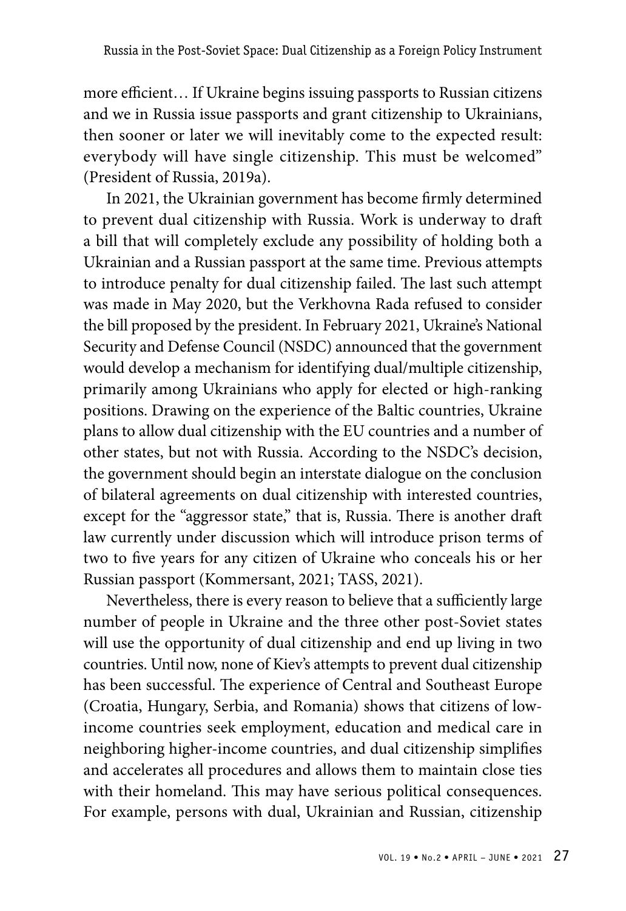more efficient… If Ukraine begins issuing passports to Russian citizens and we in Russia issue passports and grant citizenship to Ukrainians, then sooner or later we will inevitably come to the expected result: everybody will have single citizenship. This must be welcomed" (President of Russia, 2019a).

In 2021, the Ukrainian government has become firmly determined to prevent dual citizenship with Russia. Work is underway to draft a bill that will completely exclude any possibility of holding both a Ukrainian and a Russian passport at the same time. Previous attempts to introduce penalty for dual citizenship failed. The last such attempt was made in May 2020, but the Verkhovna Rada refused to consider the bill proposed by the president. In February 2021, Ukraine's National Security and Defense Council (NSDC) announced that the government would develop a mechanism for identifying dual/multiple citizenship, primarily among Ukrainians who apply for elected or high-ranking positions. Drawing on the experience of the Baltic countries, Ukraine plans to allow dual citizenship with the EU countries and a number of other states, but not with Russia. According to the NSDC's decision, the government should begin an interstate dialogue on the conclusion of bilateral agreements on dual citizenship with interested countries, except for the "aggressor state," that is, Russia. There is another draft law currently under discussion which will introduce prison terms of two to five years for any citizen of Ukraine who conceals his or her Russian passport (Kommersant, 2021; TASS, 2021).

Nevertheless, there is every reason to believe that a sufficiently large number of people in Ukraine and the three other post-Soviet states will use the opportunity of dual citizenship and end up living in two countries. Until now, none of Kiev's attempts to prevent dual citizenship has been successful. The experience of Central and Southeast Europe (Croatia, Hungary, Serbia, and Romania) shows that citizens of low-income countries seek employment, education and medical care in neighboring higher-income countries, and dual citizenship simplifies and accelerates all procedures and allows them to maintain close ties with their homeland. This may have serious political consequences. For example, persons with dual, Ukrainian and Russian, citizenship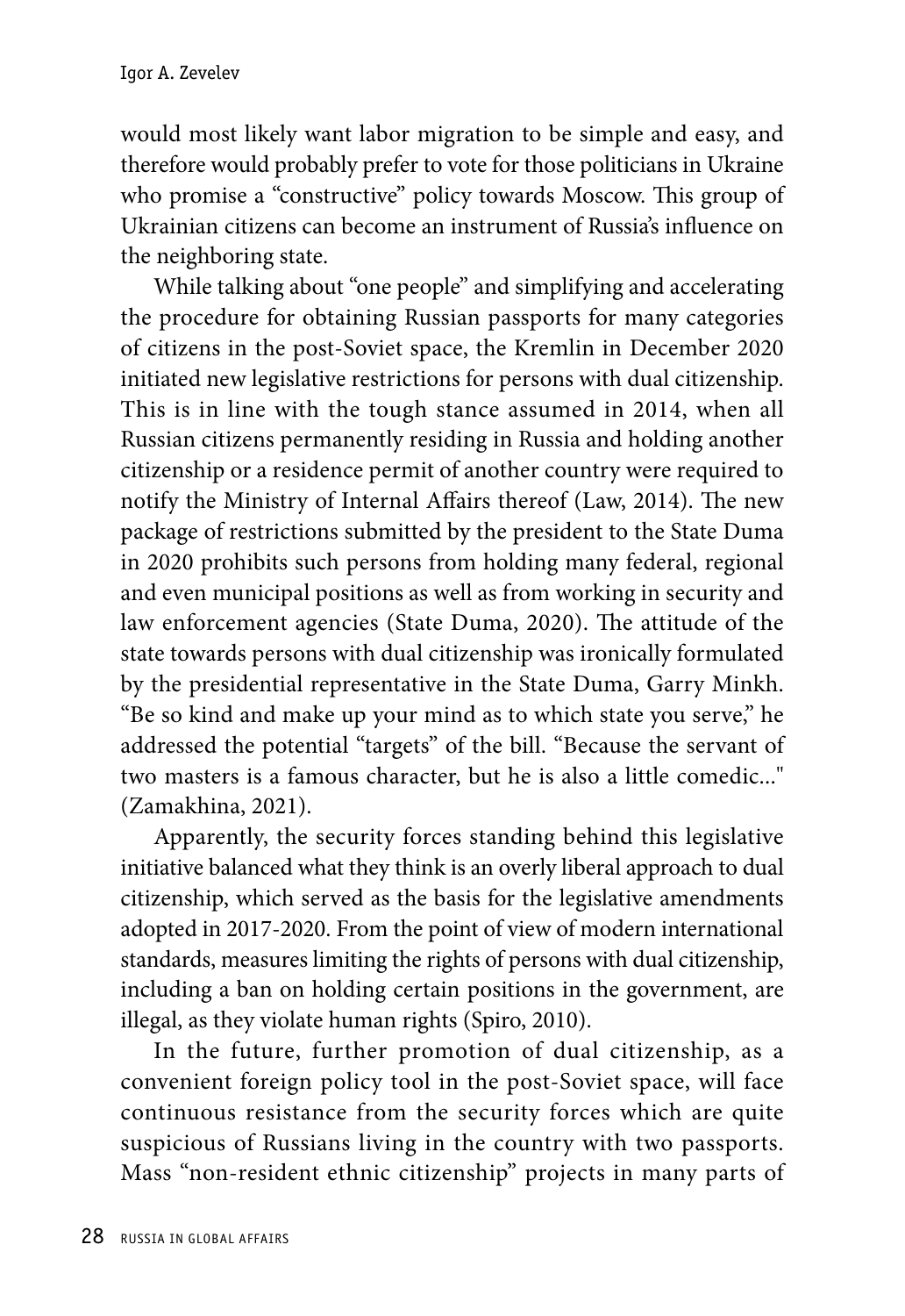would most likely want labor migration to be simple and easy, and therefore would probably prefer to vote for those politicians in Ukraine who promise a "constructive" policy towards Moscow. This group of Ukrainian citizens can become an instrument of Russia's influence on the neighboring state.

While talking about "one people" and simplifying and accelerating the procedure for obtaining Russian passports for many categories of citizens in the post-Soviet space, the Kremlin in December 2020 initiated new legislative restrictions for persons with dual citizenship. This is in line with the tough stance assumed in 2014, when all Russian citizens permanently residing in Russia and holding another citizenship or a residence permit of another country were required to notify the Ministry of Internal Affairs thereof (Law, 2014). The new package of restrictions submitted by the president to the State Duma in 2020 prohibits such persons from holding many federal, regional and even municipal positions as well as from working in security and law enforcement agencies (State Duma, 2020). The attitude of the state towards persons with dual citizenship was ironically formulated by the presidential representative in the State Duma, Garry Minkh. "Be so kind and make up your mind as to which state you serve," he addressed the potential "targets" of the bill. "Because the servant of two masters is a famous character, but he is also a little comedic..." (Zamakhina, 2021).

Apparently, the security forces standing behind this legislative initiative balanced what they think is an overly liberal approach to dual citizenship, which served as the basis for the legislative amendments adopted in 2017-2020. From the point of view of modern international standards, measures limiting the rights of persons with dual citizenship, including a ban on holding certain positions in the government, are illegal, as they violate human rights (Spiro, 2010).

In the future, further promotion of dual citizenship, as a convenient foreign policy tool in the post-Soviet space, will face continuous resistance from the security forces which are quite suspicious of Russians living in the country with two passports. Mass "non-resident ethnic citizenship" projects in many parts of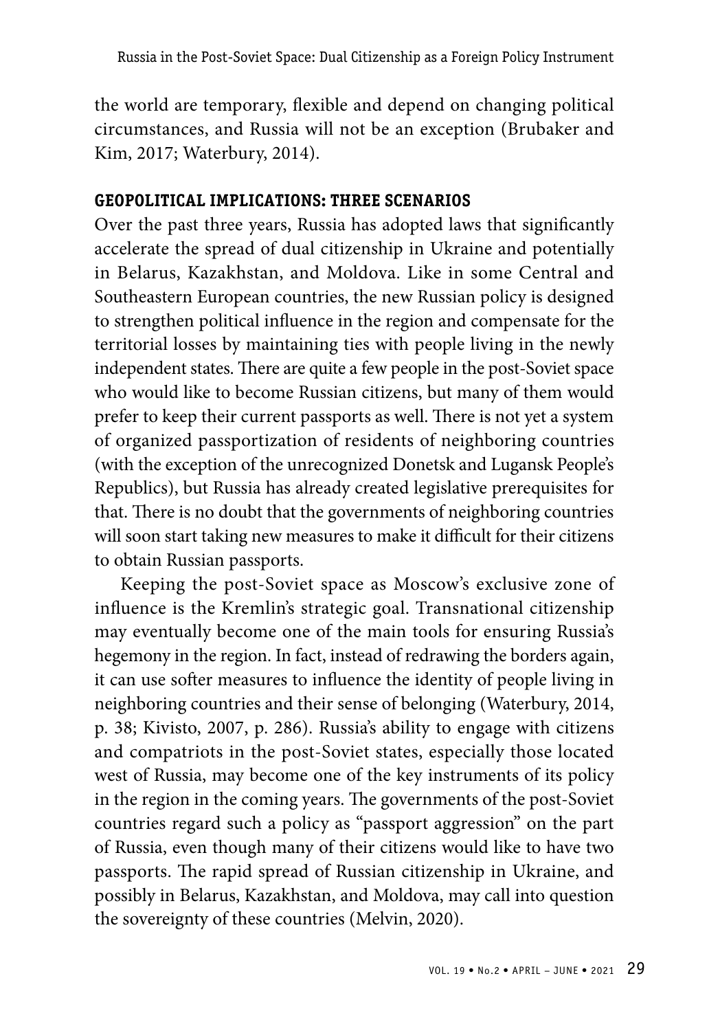the world are temporary, flexible and depend on changing political circumstances, and Russia will not be an exception (Brubaker and Kim, 2017; Waterbury, 2014).

## GEOPOLITICAL IMPLICATIONS: THREE SCENARIOS

Over the past three years, Russia has adopted laws that significantly accelerate the spread of dual citizenship in Ukraine and potentially in Belarus, Kazakhstan, and Moldova. Like in some Central and Southeastern European countries, the new Russian policy is designed to strengthen political influence in the region and compensate for the territorial losses by maintaining ties with people living in the newly independent states. There are quite a few people in the post-Soviet space who would like to become Russian citizens, but many of them would prefer to keep their current passports as well. There is not yet a system of organized passportization of residents of neighboring countries (with the exception of the unrecognized Donetsk and Lugansk People's Republics), but Russia has already created legislative prerequisites for that. There is no doubt that the governments of neighboring countries will soon start taking new measures to make it difficult for their citizens to obtain Russian passports.

Keeping the post-Soviet space as Moscow's exclusive zone of influence is the Kremlin's strategic goal. Transnational citizenship may eventually become one of the main tools for ensuring Russia's hegemony in the region. In fact, instead of redrawing the borders again, it can use softer measures to influence the identity of people living in neighboring countries and their sense of belonging (Waterbury, 2014, p. 38; Kivisto, 2007, p. 286). Russia's ability to engage with citizens and compatriots in the post-Soviet states, especially those located west of Russia, may become one of the key instruments of its policy in the region in the coming years. The governments of the post-Soviet countries regard such a policy as "passport aggression" on the part of Russia, even though many of their citizens would like to have two passports. The rapid spread of Russian citizenship in Ukraine, and possibly in Belarus, Kazakhstan, and Moldova, may call into question the sovereignty of these countries (Melvin, 2020).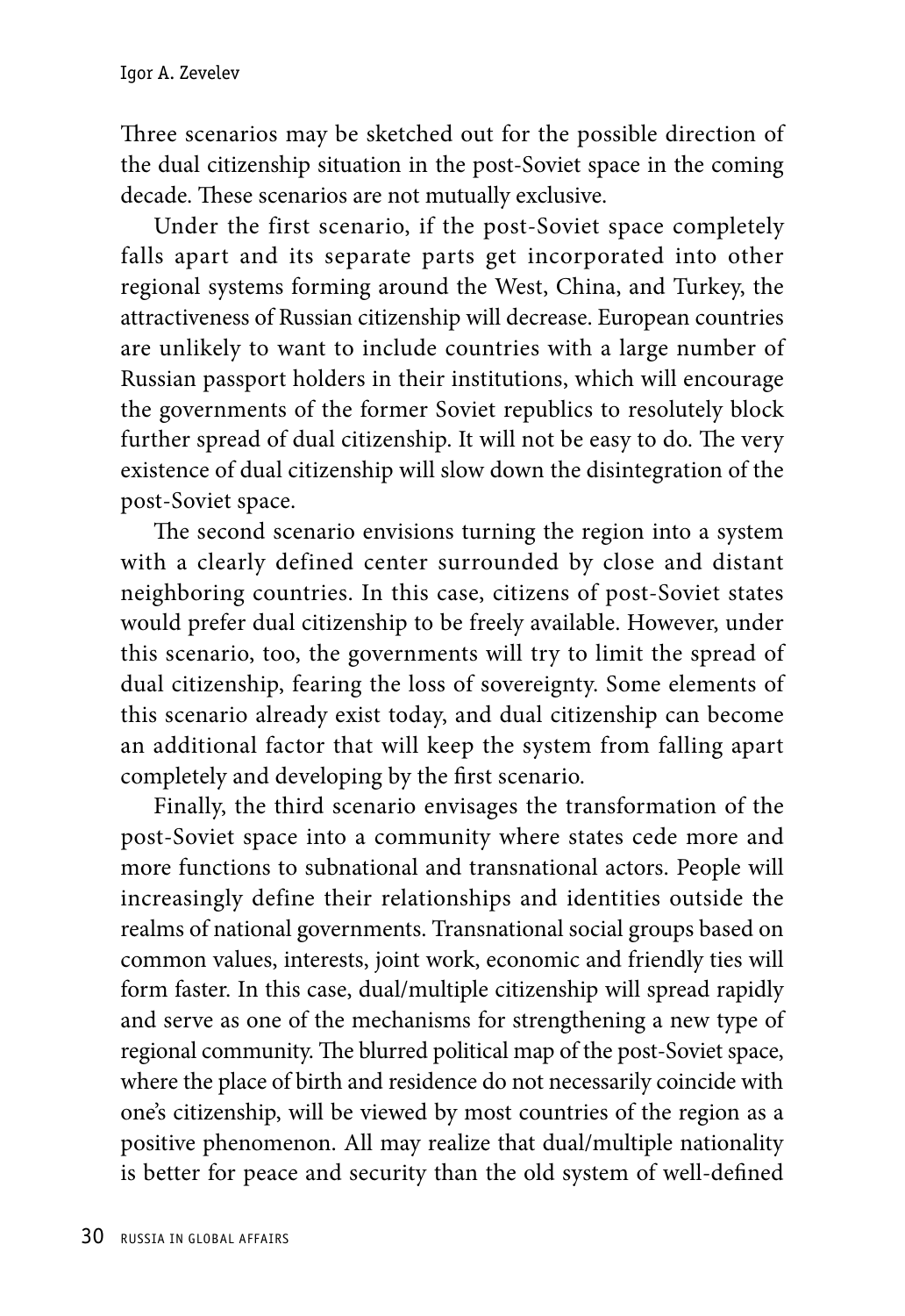Three scenarios may be sketched out for the possible direction of the dual citizenship situation in the post-Soviet space in the coming decade. These scenarios are not mutually exclusive.

Under the first scenario, if the post-Soviet space completely falls apart and its separate parts get incorporated into other regional systems forming around the West, China, and Turkey, the attractiveness of Russian citizenship will decrease. European countries are unlikely to want to include countries with a large number of Russian passport holders in their institutions, which will encourage the governments of the former Soviet republics to resolutely block further spread of dual citizenship. It will not be easy to do. The very existence of dual citizenship will slow down the disintegration of the post-Soviet space.

The second scenario envisions turning the region into a system with a clearly defined center surrounded by close and distant neighboring countries. In this case, citizens of post-Soviet states would prefer dual citizenship to be freely available. However, under this scenario, too, the governments will try to limit the spread of dual citizenship, fearing the loss of sovereignty. Some elements of this scenario already exist today, and dual citizenship can become an additional factor that will keep the system from falling apart completely and developing by the first scenario.

Finally, the third scenario envisages the transformation of the post-Soviet space into a community where states cede more and more functions to subnational and transnational actors. People will increasingly define their relationships and identities outside the realms of national governments. Transnational social groups based on common values, interests, joint work, economic and friendly ties will form faster. In this case, dual/multiple citizenship will spread rapidly and serve as one of the mechanisms for strengthening a new type of regional community. The blurred political map of the post-Soviet space, where the place of birth and residence do not necessarily coincide with one's citizenship, will be viewed by most countries of the region as a positive phenomenon. All may realize that dual/multiple nationality is better for peace and security than the old system of well-defined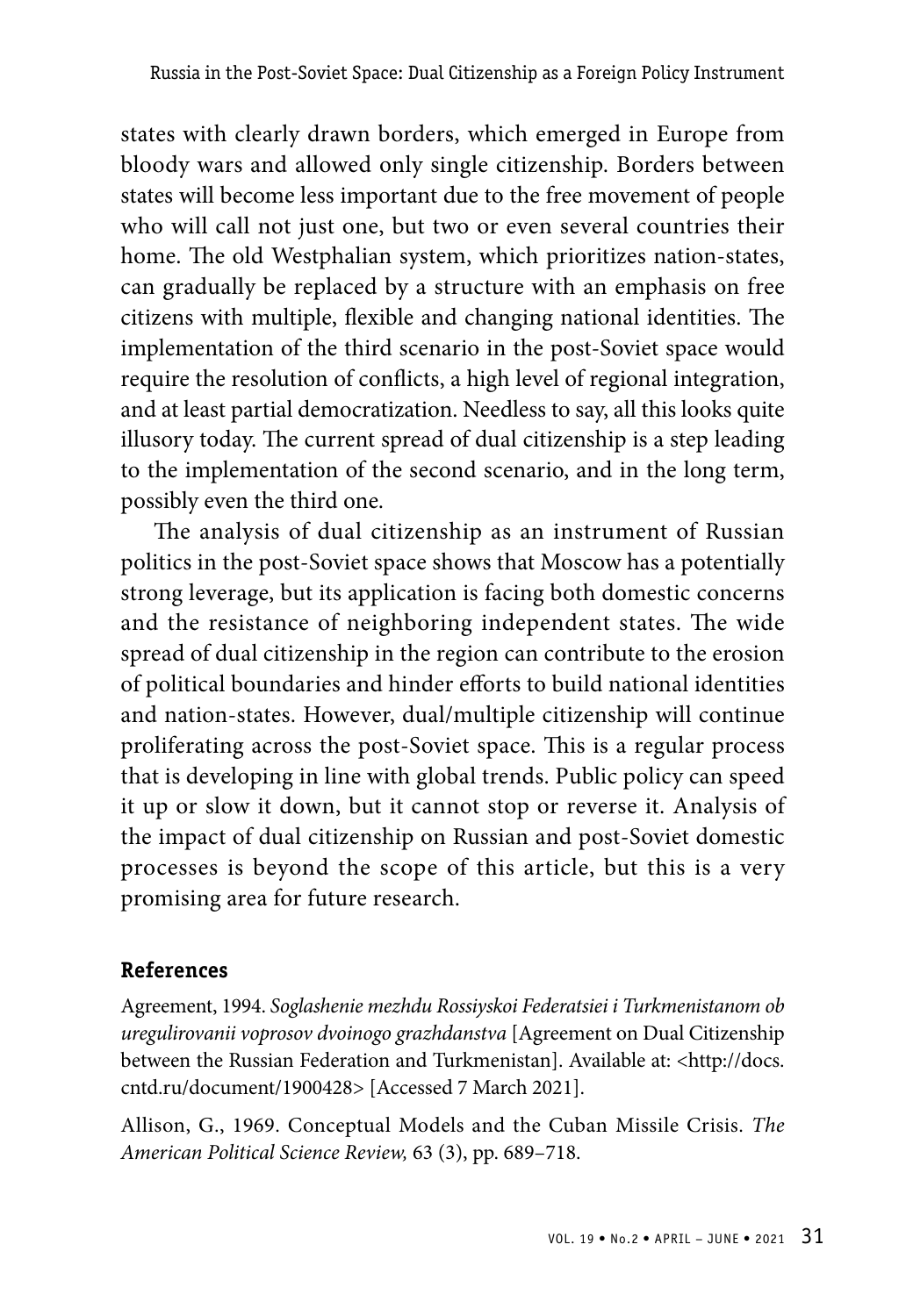states with clearly drawn borders, which emerged in Europe from bloody wars and allowed only single citizenship. Borders between states will become less important due to the free movement of people who will call not just one, but two or even several countries their home. The old Westphalian system, which prioritizes nation-states, can gradually be replaced by a structure with an emphasis on free citizens with multiple, flexible and changing national identities. The implementation of the third scenario in the post-Soviet space would require the resolution of conflicts, a high level of regional integration, and at least partial democratization. Needless to say, all this looks quite illusory today. The current spread of dual citizenship is a step leading to the implementation of the second scenario, and in the long term, possibly even the third one.

The analysis of dual citizenship as an instrument of Russian politics in the post-Soviet space shows that Moscow has a potentially strong leverage, but its application is facing both domestic concerns and the resistance of neighboring independent states. The wide spread of dual citizenship in the region can contribute to the erosion of political boundaries and hinder efforts to build national identities and nation-states. However, dual/multiple citizenship will continue proliferating across the post-Soviet space. This is a regular process that is developing in line with global trends. Public policy can speed it up or slow it down, but it cannot stop or reverse it. Analysis of the impact of dual citizenship on Russian and post-Soviet domestic processes is beyond the scope of this article, but this is a very promising area for future research.

## References

Agreement, 1994. *Soglashenie mezhdu Rossiyskoi Federatsiei i Turkmenistanom ob uregulirovanii voprosov dvoinogo grazhdanstva* [Agreement on Dual Citizenship between the Russian Federation and Turkmenistan]. Available at: <http://docs.cntd.ru/document/1900428> [Accessed 7 March 2021].

Allison, G., 1969. Conceptual Models and the Cuban Missile Crisis. *The American Political Science Review,* 63 (3), pp. 689–718.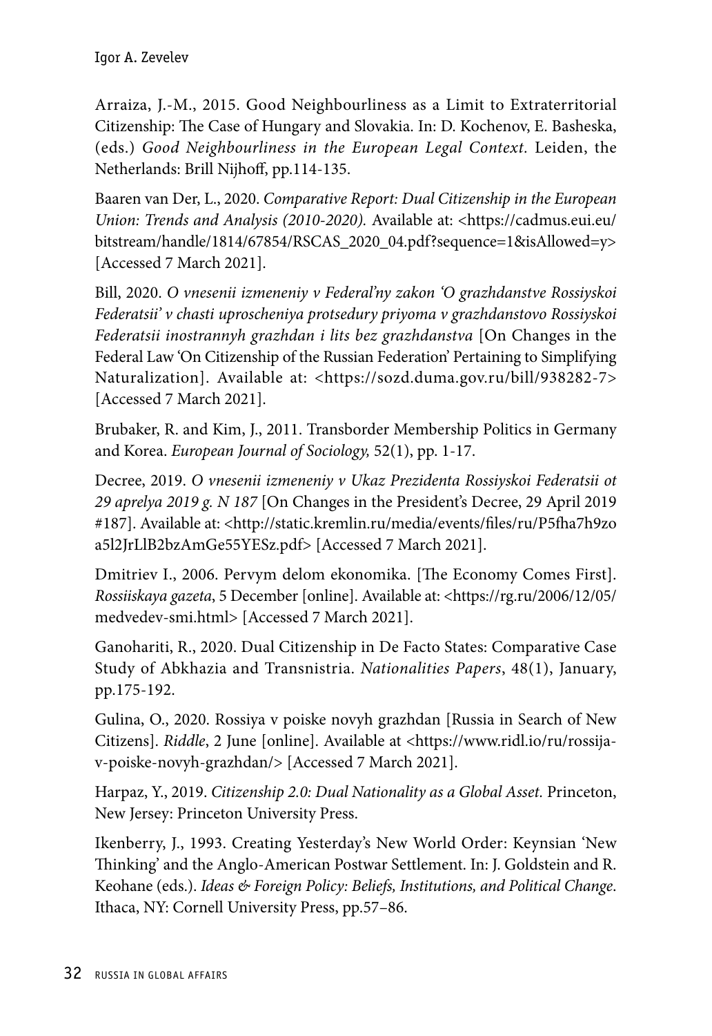Arraiza, J.-M., 2015. Good Neighbourliness as a Limit to Extraterritorial Citizenship: The Case of Hungary and Slovakia. In: D. Kochenov, E. Basheska, (eds.) *Good Neighbourliness in the European Legal Context*. Leiden, the Netherlands: Brill Nijhoff, pp.114-135.

Baaren van Der, L., 2020. *Comparative Report: Dual Citizenship in the European Union: Trends and Analysis (2010-2020).* Available at: <https://cadmus.eui.eu/bitstream/handle/1814/67854/RSCAS_2020_04.pdf?sequence=1&isAllowed=y> [Accessed 7 March 2021].

Bill, 2020. *O vnesenii izmeneniy v Federal'ny zakon 'O grazhdanstve Rossiyskoi Federatsii' v chasti uproscheniya protsedury priyoma v grazhdanstovo Rossiyskoi Federatsii inostrannyh grazhdan i lits bez grazhdanstva* [On Changes in the Federal Law 'On Citizenship of the Russian Federation' Pertaining to Simplifying Naturalization]. Available at: <https://sozd.duma.gov.ru/bill/938282-7> [Accessed 7 March 2021].

Brubaker, R. and Kim, J., 2011. Transborder Membership Politics in Germany and Korea. *European Journal of Sociology,* 52(1), pp. 1-17.

Decree, 2019. *O vnesenii izmeneniy v Ukaz Prezidenta Rossiyskoi Federatsii ot 29 aprelya 2019 g. N 187* [On Changes in the President's Decree, 29 April 2019 #187]. Available at: <http://static.kremlin.ru/media/events/files/ru/P5fha7h9zoa5l2JrLlB2bzAmGe55YESz.pdf> [Accessed 7 March 2021].

Dmitriev I., 2006. Pervym delom ekonomika. [The Economy Comes First]. *Rossiiskaya gazeta*, 5 December [online]. Available at: <https://rg.ru/2006/12/05/medvedev-smi.html> [Accessed 7 March 2021].

Ganohariti, R., 2020. Dual Citizenship in De Facto States: Comparative Case Study of Abkhazia and Transnistria. *Nationalities Papers*, 48(1), January, pp.175-192.

Gulina, O., 2020. Rossiya v poiske novyh grazhdan [Russia in Search of New Citizens]. *Riddle*, 2 June [online]. Available at <https://www.ridl.io/ru/rossija-v-poiske-novyh-grazhdan/> [Accessed 7 March 2021].

Harpaz, Y., 2019. *Citizenship 2.0: Dual Nationality as a Global Asset.* Princeton, New Jersey: Princeton University Press.

Ikenberry, J., 1993. Creating Yesterday's New World Order: Keynsian 'New Thinking' and the Anglo-American Postwar Settlement. In: J. Goldstein and R. Keohane (eds.). *Ideas & Foreign Policy: Beliefs, Institutions, and Political Change.* Ithaca, NY: Cornell University Press, pp.57–86.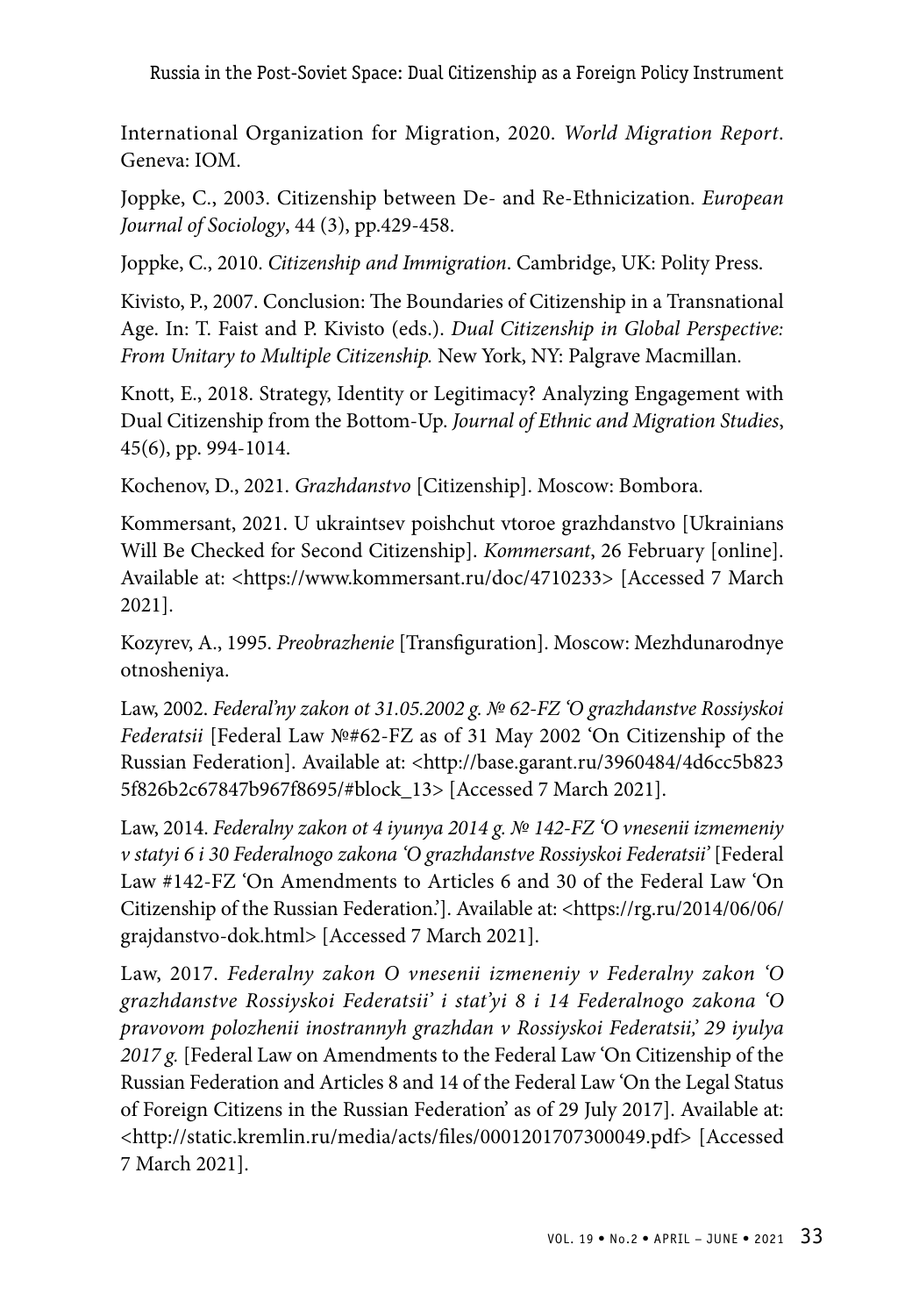International Organization for Migration, 2020. *World Migration Report*. Geneva: IOM.

Joppke, C., 2003. Citizenship between De- and Re-Ethnicization. *European Journal of Sociology*, 44 (3), pp.429-458.

Joppke, C., 2010. *Citizenship and Immigration*. Cambridge, UK: Polity Press.

Kivisto, P., 2007. Conclusion: The Boundaries of Citizenship in a Transnational Age. In: T. Faist and P. Kivisto (eds.). *Dual Citizenship in Global Perspective: From Unitary to Multiple Citizenship.* New York, NY: Palgrave Macmillan.

Knott, E., 2018. Strategy, Identity or Legitimacy? Analyzing Engagement with Dual Citizenship from the Bottom-Up. *Journal of Ethnic and Migration Studies*, 45(6), pp. 994-1014.

Kochenov, D., 2021. *Grazhdanstvo* [Citizenship]. Moscow: Bombora.

Kommersant, 2021. U ukraintsev poishchut vtoroe grazhdanstvo [Ukrainians Will Be Checked for Second Citizenship]. *Kommersant*, 26 February [online]. Available at: <https://www.kommersant.ru/doc/4710233> [Accessed 7 March 2021].

Kozyrev, A., 1995. *Preobrazhenie* [Transfiguration]. Moscow: Mezhdunarodnye otnosheniya.

Law, 2002. *Federal'ny zakon ot 31.05.2002 g. № 62-FZ 'O grazhdanstve Rossiyskoi Federatsii* [Federal Law №#62-FZ as of 31 May 2002 'On Citizenship of the Russian Federation]. Available at: <http://base.garant.ru/3960484/4d6cc5b8235f826b2c67847b967f8695/#block_13> [Accessed 7 March 2021].

Law, 2014. *Federalny zakon ot 4 iyunya 2014 g. № 142-FZ 'O vnesenii izmemeniy v statyi 6 i 30 Federalnogo zakona 'O grazhdanstve Rossiyskoi Federatsii'* [Federal Law #142-FZ 'On Amendments to Articles 6 and 30 of the Federal Law 'On Citizenship of the Russian Federation.']. Available at: <https://rg.ru/2014/06/06/grajdanstvo-dok.html> [Accessed 7 March 2021].

Law, 2017. *Federalny zakon O vnesenii izmeneniy v Federalny zakon 'O grazhdanstve Rossiyskoi Federatsii' i stat'yi 8 i 14 Federalnogo zakona 'O pravovom polozhenii inostrannyh grazhdan v Rossiyskoi Federatsii,' 29 iyulya 2017 g.* [Federal Law on Amendments to the Federal Law 'On Citizenship of the Russian Federation and Articles 8 and 14 of the Federal Law 'On the Legal Status of Foreign Citizens in the Russian Federation' as of 29 July 2017]. Available at: <http://static.kremlin.ru/media/acts/files/0001201707300049.pdf> [Accessed 7 March 2021].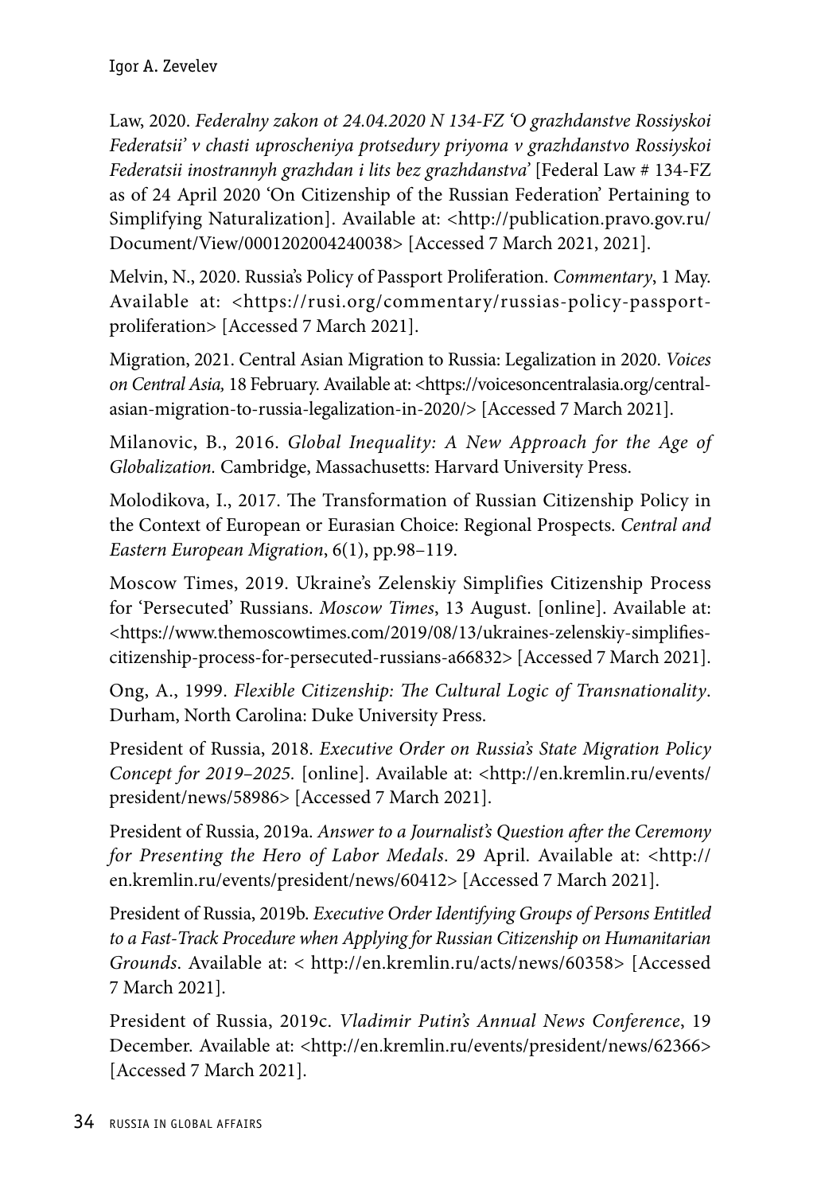Law, 2020. *Federalny zakon ot 24.04.2020 N 134-FZ 'O grazhdanstve Rossiyskoi Federatsii' v chasti uproscheniya protsedury priyoma v grazhdanstvo Rossiyskoi Federatsii inostrannyh grazhdan i lits bez grazhdanstva'* [Federal Law # 134-FZ as of 24 April 2020 'On Citizenship of the Russian Federation' Pertaining to Simplifying Naturalization]. Available at: <http://publication.pravo.gov.ru/Document/View/0001202004240038> [Accessed 7 March 2021, 2021].

Melvin, N., 2020. Russia's Policy of Passport Proliferation. *Commentary*, 1 May. Available at: <https://rusi.org/commentary/russias-policy-passport-proliferation> [Accessed 7 March 2021].

Migration, 2021. Central Asian Migration to Russia: Legalization in 2020. *Voices on Central Asia,* 18 February. Available at: <https://voicesoncentralasia.org/central-asian-migration-to-russia-legalization-in-2020/> [Accessed 7 March 2021].

Milanovic, B., 2016. *Global Inequality: A New Approach for the Age of Globalization.* Cambridge, Massachusetts: Harvard University Press.

Molodikova, I., 2017. The Transformation of Russian Citizenship Policy in the Context of European or Eurasian Choice: Regional Prospects. *Central and Eastern European Migration*, 6(1), pp.98–119.

Moscow Times, 2019. Ukraine's Zelenskiy Simplifies Citizenship Process for 'Persecuted' Russians. *Moscow Times*, 13 August. [online]. Available at: <https://www.themoscowtimes.com/2019/08/13/ukraines-zelenskiy-simplifies-citizenship-process-for-persecuted-russians-a66832> [Accessed 7 March 2021].

Ong, A., 1999. *Flexible Citizenship: The Cultural Logic of Transnationality*. Durham, North Carolina: Duke University Press.

President of Russia, 2018. *Executive Order on Russia's State Migration Policy Concept for 2019–2025.* [online]. Available at: <http://en.kremlin.ru/events/president/news/58986> [Accessed 7 March 2021].

President of Russia, 2019a. *Answer to a Journalist's Question after the Ceremony for Presenting the Hero of Labor Medals*. 29 April. Available at: <http://en.kremlin.ru/events/president/news/60412> [Accessed 7 March 2021].

President of Russia, 2019b. *Executive Order Identifying Groups of Persons Entitled to a Fast-Track Procedure when Applying for Russian Citizenship on Humanitarian Grounds*. Available at: < http://en.kremlin.ru/acts/news/60358> [Accessed 7 March 2021].

President of Russia, 2019c. *Vladimir Putin's Annual News Conference*, 19 December. Available at: <http://en.kremlin.ru/events/president/news/62366> [Accessed 7 March 2021].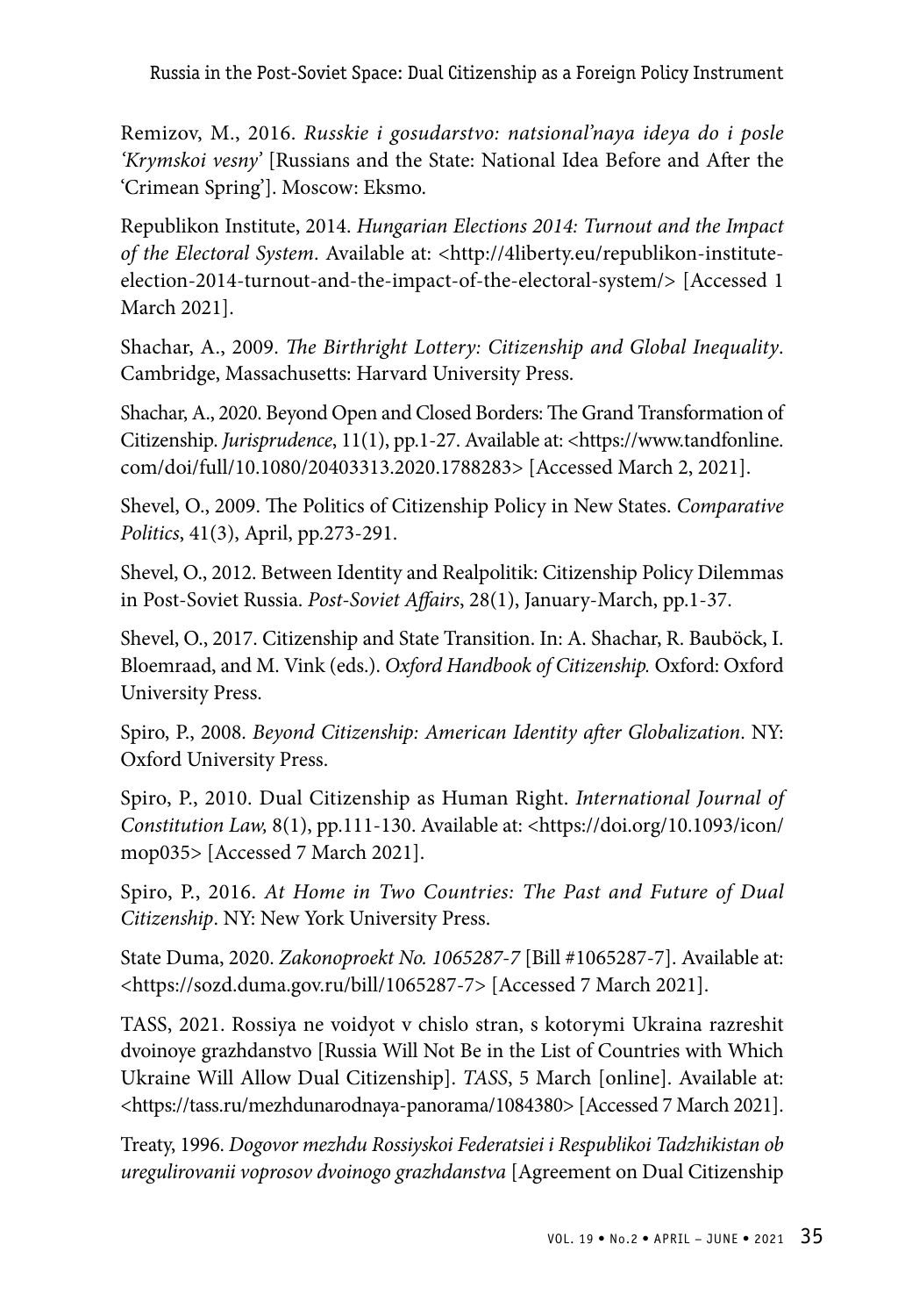Remizov, M., 2016. *Russkie i gosudarstvo: natsional'naya ideya do i posle 'Krymskoi vesny'* [Russians and the State: National Idea Before and After the 'Crimean Spring']. Moscow: Eksmo.

Republikon Institute, 2014. *Hungarian Elections 2014: Turnout and the Impact of the Electoral System*. Available at: <http://4liberty.eu/republikon-institute-election-2014-turnout-and-the-impact-of-the-electoral-system/> [Accessed 1 March 2021].

Shachar, A., 2009. *The Birthright Lottery: Citizenship and Global Inequality*. Cambridge, Massachusetts: Harvard University Press.

Shachar, A., 2020. Beyond Open and Closed Borders: The Grand Transformation of Citizenship. *Jurisprudence*, 11(1), pp.1-27. Available at: <https://www.tandfonline.com/doi/full/10.1080/20403313.2020.1788283> [Accessed March 2, 2021].

Shevel, O., 2009. The Politics of Citizenship Policy in New States. *Comparative Politics*, 41(3), April, pp.273-291.

Shevel, O., 2012. Between Identity and Realpolitik: Citizenship Policy Dilemmas in Post-Soviet Russia. *Post-Soviet Affairs*, 28(1), January-March, pp.1-37.

Shevel, O., 2017. Citizenship and State Transition. In: A. Shachar, R. Bauböck, I. Bloemraad, and M. Vink (eds.). *Oxford Handbook of Citizenship.* Oxford: Oxford University Press.

Spiro, P., 2008. *Beyond Citizenship: American Identity after Globalization*. NY: Oxford University Press.

Spiro, P., 2010. Dual Citizenship as Human Right. *International Journal of Constitution Law,* 8(1), pp.111-130. Available at: <https://doi.org/10.1093/icon/mop035> [Accessed 7 March 2021].

Spiro, P., 2016. *At Home in Two Countries: The Past and Future of Dual Citizenship*. NY: New York University Press.

State Duma, 2020. *Zakonoproekt No. 1065287-7* [Bill #1065287-7]. Available at: <https://sozd.duma.gov.ru/bill/1065287-7> [Accessed 7 March 2021].

TASS, 2021. Rossiya ne voidyot v chislo stran, s kotorymi Ukraina razreshit dvoinoye grazhdanstvo [Russia Will Not Be in the List of Countries with Which Ukraine Will Allow Dual Citizenship]. *TASS*, 5 March [online]. Available at: <https://tass.ru/mezhdunarodnaya-panorama/1084380> [Accessed 7 March 2021].

Treaty, 1996. *Dogovor mezhdu Rossiyskoi Federatsiei i Respublikoi Tadzhikistan ob uregulirovanii voprosov dvoinogo grazhdanstva* [Agreement on Dual Citizenship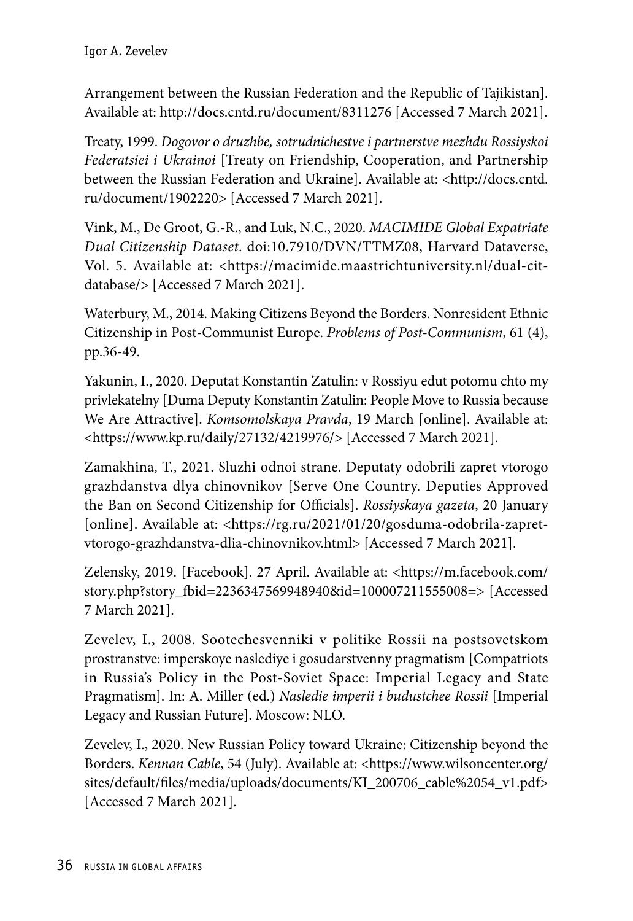Arrangement between the Russian Federation and the Republic of Tajikistan]. Available at: http://docs.cntd.ru/document/8311276 [Accessed 7 March 2021].

Treaty, 1999. *Dogovor o druzhbe, sotrudnichestve i partnerstve mezhdu Rossiyskoi Federatsiei i Ukrainoi* [Treaty on Friendship, Cooperation, and Partnership between the Russian Federation and Ukraine]. Available at: <http://docs.cntd.ru/document/1902220> [Accessed 7 March 2021].

Vink, M., De Groot, G.-R., and Luk, N.C., 2020. *MACIMIDE Global Expatriate Dual Citizenship Dataset*. doi:10.7910/DVN/TTMZ08, Harvard Dataverse, Vol. 5. Available at: <https://macimide.maastrichtuniversity.nl/dual-cit-database/> [Accessed 7 March 2021].

Waterbury, M., 2014. Making Citizens Beyond the Borders. Nonresident Ethnic Citizenship in Post-Communist Europe. *Problems of Post-Communism*, 61 (4), pp.36-49.

Yakunin, I., 2020. Deputat Konstantin Zatulin: v Rossiyu edut potomu chto my privlekatelny [Duma Deputy Konstantin Zatulin: People Move to Russia because We Are Attractive]. *Komsomolskaya Pravda*, 19 March [online]. Available at: <https://www.kp.ru/daily/27132/4219976/> [Accessed 7 March 2021].

Zamakhina, T., 2021. Sluzhi odnoi strane. Deputaty odobrili zapret vtorogo grazhdanstva dlya chinovnikov [Serve One Country. Deputies Approved the Ban on Second Citizenship for Officials]. *Rossiyskaya gazeta*, 20 January [online]. Available at: <https://rg.ru/2021/01/20/gosduma-odobrila-zapret-vtorogo-grazhdanstva-dlia-chinovnikov.html> [Accessed 7 March 2021].

Zelensky, 2019. [Facebook]. 27 April. Available at: <https://m.facebook.com/story.php?story_fbid=2236347569948940&id=100007211555008=> [Accessed 7 March 2021].

Zevelev, I., 2008. Sootechesvenniki v politike Rossii na postsovetskom prostranstve: imperskoye naslediye i gosudarstvenny pragmatism [Compatriots in Russia's Policy in the Post-Soviet Space: Imperial Legacy and State Pragmatism]. In: A. Miller (ed.) *Nasledie imperii i budustchee Rossii* [Imperial Legacy and Russian Future]. Moscow: NLO.

Zevelev, I., 2020. New Russian Policy toward Ukraine: Citizenship beyond the Borders. *Kennan Cable*, 54 (July). Available at: <https://www.wilsoncenter.org/sites/default/files/media/uploads/documents/KI_200706_cable%2054_v1.pdf> [Accessed 7 March 2021].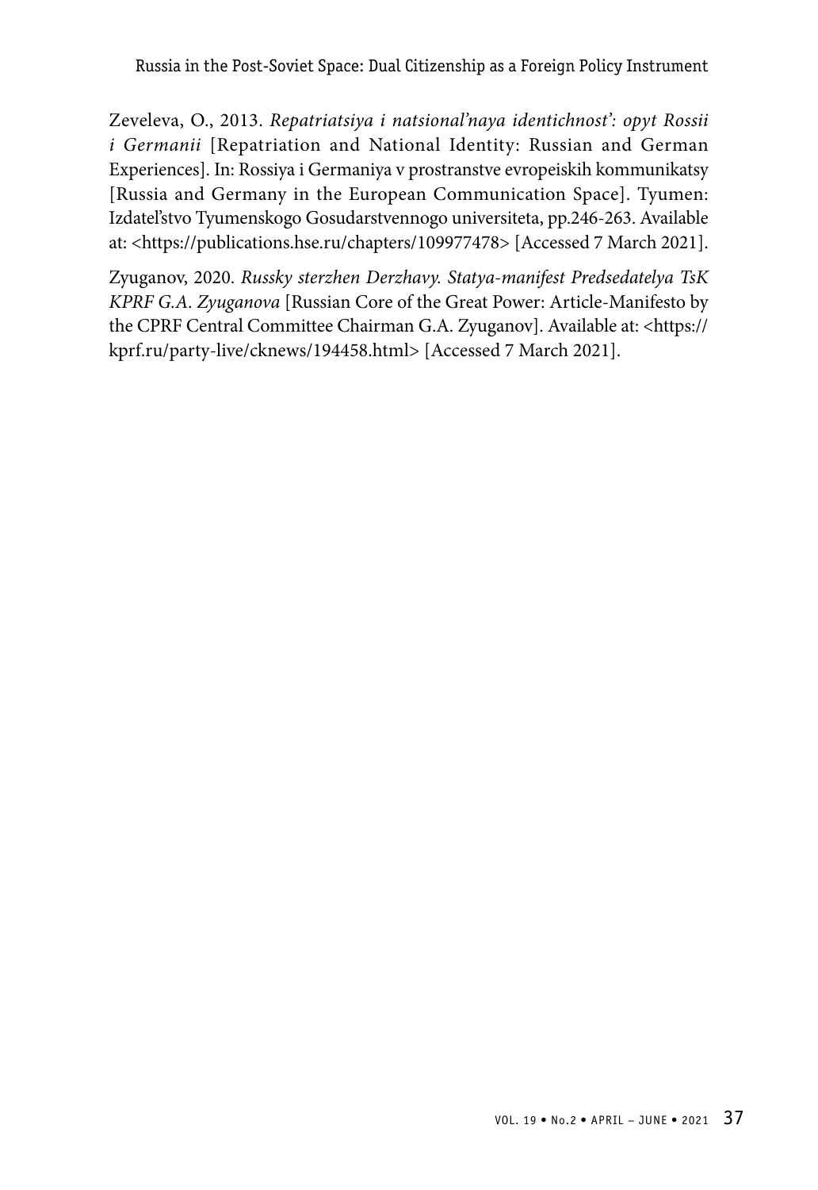Zeveleva, O., 2013. *Repatriatsiya i natsional'naya identichnost': opyt Rossii i Germanii* [Repatriation and National Identity: Russian and German Experiences]. In: Rossiya i Germaniya v prostranstve evropeiskih kommunikatsy [Russia and Germany in the European Communication Space]. Tyumen: Izdatel'stvo Tyumenskogo Gosudarstvennogo universiteta, pp.246-263. Available at: <https://publications.hse.ru/chapters/109977478> [Accessed 7 March 2021].

Zyuganov, 2020. *Russky sterzhen Derzhavy. Statya-manifest Predsedatelya TsK KPRF G.A. Zyuganova* [Russian Core of the Great Power: Article-Manifesto by the CPRF Central Committee Chairman G.A. Zyuganov]. Available at: <https://kprf.ru/party-live/cknews/194458.html> [Accessed 7 March 2021].